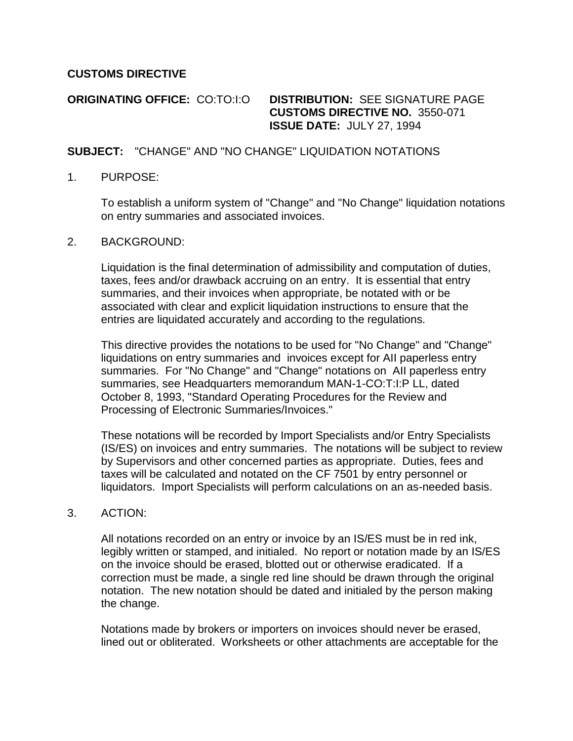**CUSTOMS DIRECTIVE**

**ORIGINATING OFFICE:** CO:TO:I:O

**DISTRIBUTION:** SEE SIGNATURE PAGE
**CUSTOMS DIRECTIVE NO.** 3550-071
**ISSUE DATE:** JULY 27, 1994

**SUBJECT:** "CHANGE" AND "NO CHANGE" LIQUIDATION NOTATIONS

1. PURPOSE:

   To establish a uniform system of "Change" and "No Change" liquidation notations on entry summaries and associated invoices.

2. BACKGROUND:

   Liquidation is the final determination of admissibility and computation of duties, taxes, fees and/or drawback accruing on an entry. It is essential that entry summaries, and their invoices when appropriate, be notated with or be associated with clear and explicit liquidation instructions to ensure that the entries are liquidated accurately and according to the regulations.

   This directive provides the notations to be used for "No Change" and "Change" liquidations on entry summaries and invoices except for AII paperless entry summaries. For "No Change" and "Change" notations on AII paperless entry summaries, see Headquarters memorandum MAN-1-CO:T:I:P LL, dated October 8, 1993, "Standard Operating Procedures for the Review and Processing of Electronic Summaries/Invoices."

   These notations will be recorded by Import Specialists and/or Entry Specialists (IS/ES) on invoices and entry summaries. The notations will be subject to review by Supervisors and other concerned parties as appropriate. Duties, fees and taxes will be calculated and notated on the CF 7501 by entry personnel or liquidators. Import Specialists will perform calculations on an as-needed basis.

3. ACTION:

   All notations recorded on an entry or invoice by an IS/ES must be in red ink, legibly written or stamped, and initialed. No report or notation made by an IS/ES on the invoice should be erased, blotted out or otherwise eradicated. If a correction must be made, a single red line should be drawn through the original notation. The new notation should be dated and initialed by the person making the change.

   Notations made by brokers or importers on invoices should never be erased, lined out or obliterated. Worksheets or other attachments are acceptable for the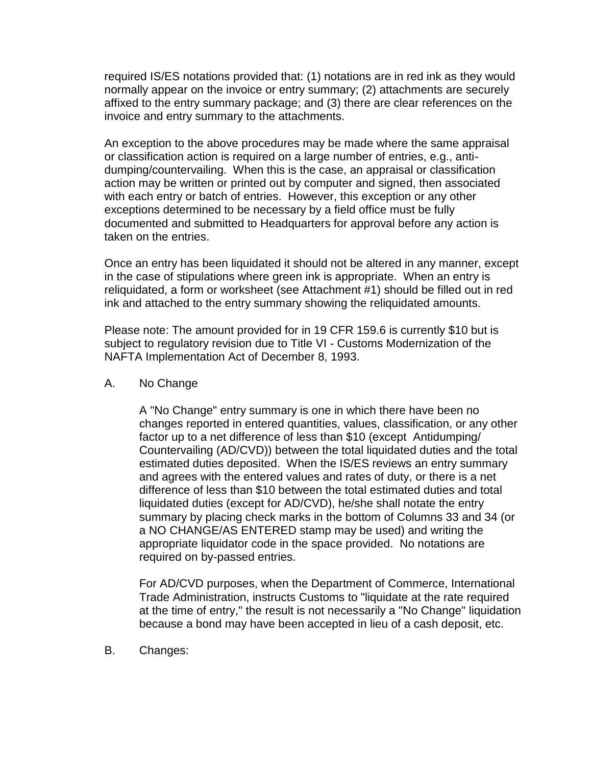required IS/ES notations provided that: (1) notations are in red ink as they would normally appear on the invoice or entry summary; (2) attachments are securely affixed to the entry summary package; and (3) there are clear references on the invoice and entry summary to the attachments.

An exception to the above procedures may be made where the same appraisal or classification action is required on a large number of entries, e.g., anti-dumping/countervailing. When this is the case, an appraisal or classification action may be written or printed out by computer and signed, then associated with each entry or batch of entries. However, this exception or any other exceptions determined to be necessary by a field office must be fully documented and submitted to Headquarters for approval before any action is taken on the entries.

Once an entry has been liquidated it should not be altered in any manner, except in the case of stipulations where green ink is appropriate. When an entry is reliquidated, a form or worksheet (see Attachment #1) should be filled out in red ink and attached to the entry summary showing the reliquidated amounts.

Please note: The amount provided for in 19 CFR 159.6 is currently $10 but is subject to regulatory revision due to Title VI - Customs Modernization of the NAFTA Implementation Act of December 8, 1993.

A. No Change

A "No Change" entry summary is one in which there have been no changes reported in entered quantities, values, classification, or any other factor up to a net difference of less than $10 (except Antidumping/Countervailing (AD/CVD)) between the total liquidated duties and the total estimated duties deposited. When the IS/ES reviews an entry summary and agrees with the entered values and rates of duty, or there is a net difference of less than $10 between the total estimated duties and total liquidated duties (except for AD/CVD), he/she shall notate the entry summary by placing check marks in the bottom of Columns 33 and 34 (or a NO CHANGE/AS ENTERED stamp may be used) and writing the appropriate liquidator code in the space provided. No notations are required on by-passed entries.

For AD/CVD purposes, when the Department of Commerce, International Trade Administration, instructs Customs to "liquidate at the rate required at the time of entry," the result is not necessarily a "No Change" liquidation because a bond may have been accepted in lieu of a cash deposit, etc.

B. Changes: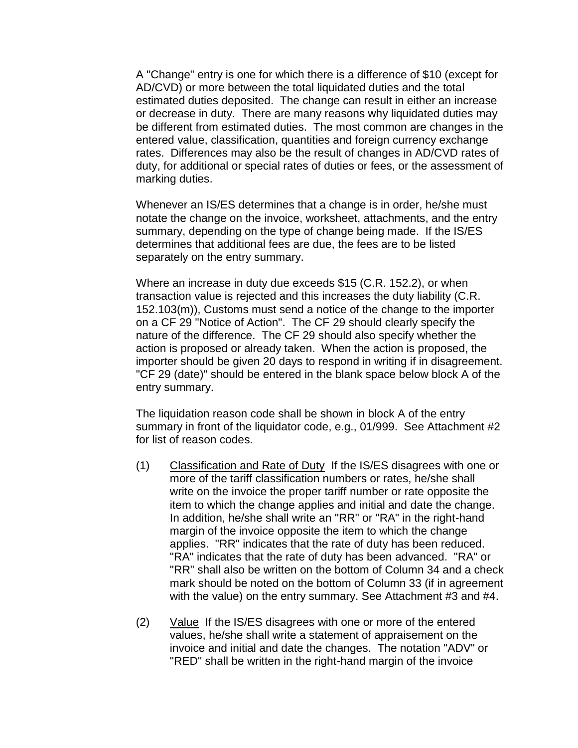A "Change" entry is one for which there is a difference of $10 (except for AD/CVD) or more between the total liquidated duties and the total estimated duties deposited. The change can result in either an increase or decrease in duty. There are many reasons why liquidated duties may be different from estimated duties. The most common are changes in the entered value, classification, quantities and foreign currency exchange rates. Differences may also be the result of changes in AD/CVD rates of duty, for additional or special rates of duties or fees, or the assessment of marking duties.

Whenever an IS/ES determines that a change is in order, he/she must notate the change on the invoice, worksheet, attachments, and the entry summary, depending on the type of change being made. If the IS/ES determines that additional fees are due, the fees are to be listed separately on the entry summary.

Where an increase in duty due exceeds $15 (C.R. 152.2), or when transaction value is rejected and this increases the duty liability (C.R. 152.103(m)), Customs must send a notice of the change to the importer on a CF 29 "Notice of Action". The CF 29 should clearly specify the nature of the difference. The CF 29 should also specify whether the action is proposed or already taken. When the action is proposed, the importer should be given 20 days to respond in writing if in disagreement. "CF 29 (date)" should be entered in the blank space below block A of the entry summary.

The liquidation reason code shall be shown in block A of the entry summary in front of the liquidator code, e.g., 01/999. See Attachment #2 for list of reason codes.

(1) <u>Classification and Rate of Duty</u> If the IS/ES disagrees with one or more of the tariff classification numbers or rates, he/she shall write on the invoice the proper tariff number or rate opposite the item to which the change applies and initial and date the change. In addition, he/she shall write an "RR" or "RA" in the right-hand margin of the invoice opposite the item to which the change applies. "RR" indicates that the rate of duty has been reduced. "RA" indicates that the rate of duty has been advanced. "RA" or "RR" shall also be written on the bottom of Column 34 and a check mark should be noted on the bottom of Column 33 (if in agreement with the value) on the entry summary. See Attachment #3 and #4.

(2) <u>Value</u> If the IS/ES disagrees with one or more of the entered values, he/she shall write a statement of appraisement on the invoice and initial and date the changes. The notation "ADV" or "RED" shall be written in the right-hand margin of the invoice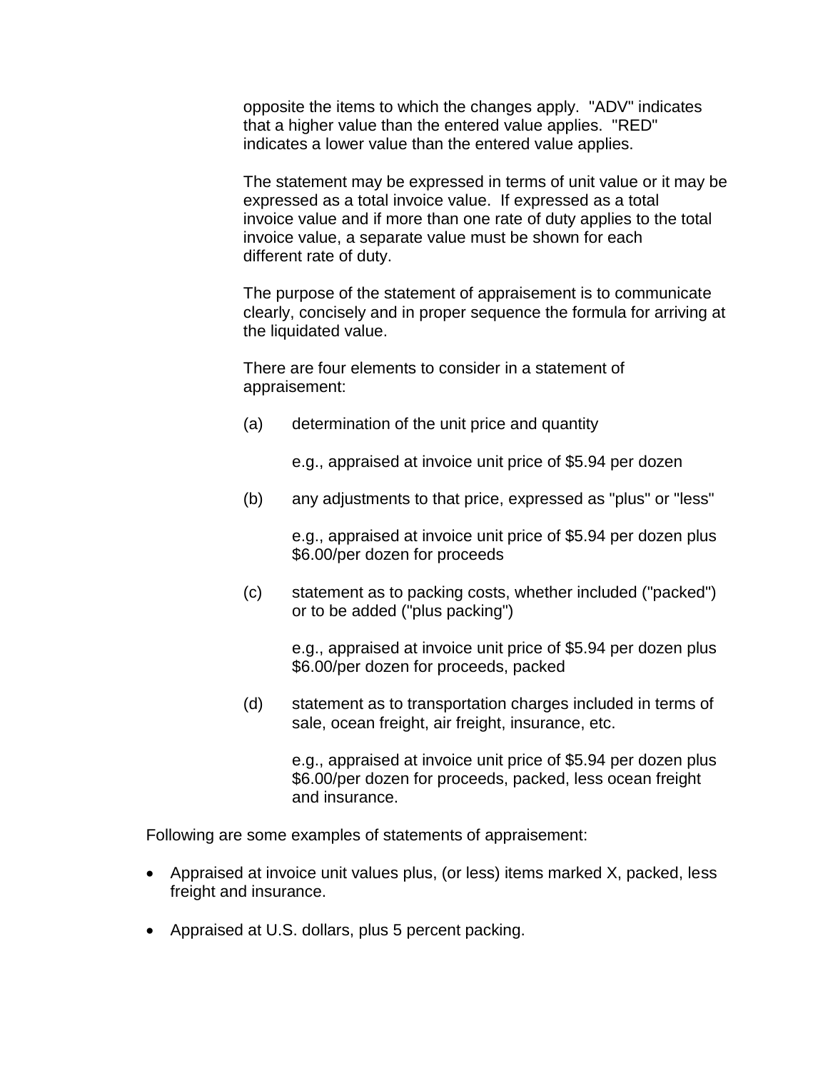opposite the items to which the changes apply. "ADV" indicates that a higher value than the entered value applies. "RED" indicates a lower value than the entered value applies.

The statement may be expressed in terms of unit value or it may be expressed as a total invoice value. If expressed as a total invoice value and if more than one rate of duty applies to the total invoice value, a separate value must be shown for each different rate of duty.

The purpose of the statement of appraisement is to communicate clearly, concisely and in proper sequence the formula for arriving at the liquidated value.

There are four elements to consider in a statement of appraisement:

(a) determination of the unit price and quantity

    e.g., appraised at invoice unit price of $5.94 per dozen

(b) any adjustments to that price, expressed as "plus" or "less"

    e.g., appraised at invoice unit price of $5.94 per dozen plus $6.00/per dozen for proceeds

(c) statement as to packing costs, whether included ("packed") or to be added ("plus packing")

    e.g., appraised at invoice unit price of $5.94 per dozen plus $6.00/per dozen for proceeds, packed

(d) statement as to transportation charges included in terms of sale, ocean freight, air freight, insurance, etc.

    e.g., appraised at invoice unit price of $5.94 per dozen plus $6.00/per dozen for proceeds, packed, less ocean freight and insurance.

Following are some examples of statements of appraisement:

- Appraised at invoice unit values plus, (or less) items marked X, packed, less freight and insurance.

- Appraised at U.S. dollars, plus 5 percent packing.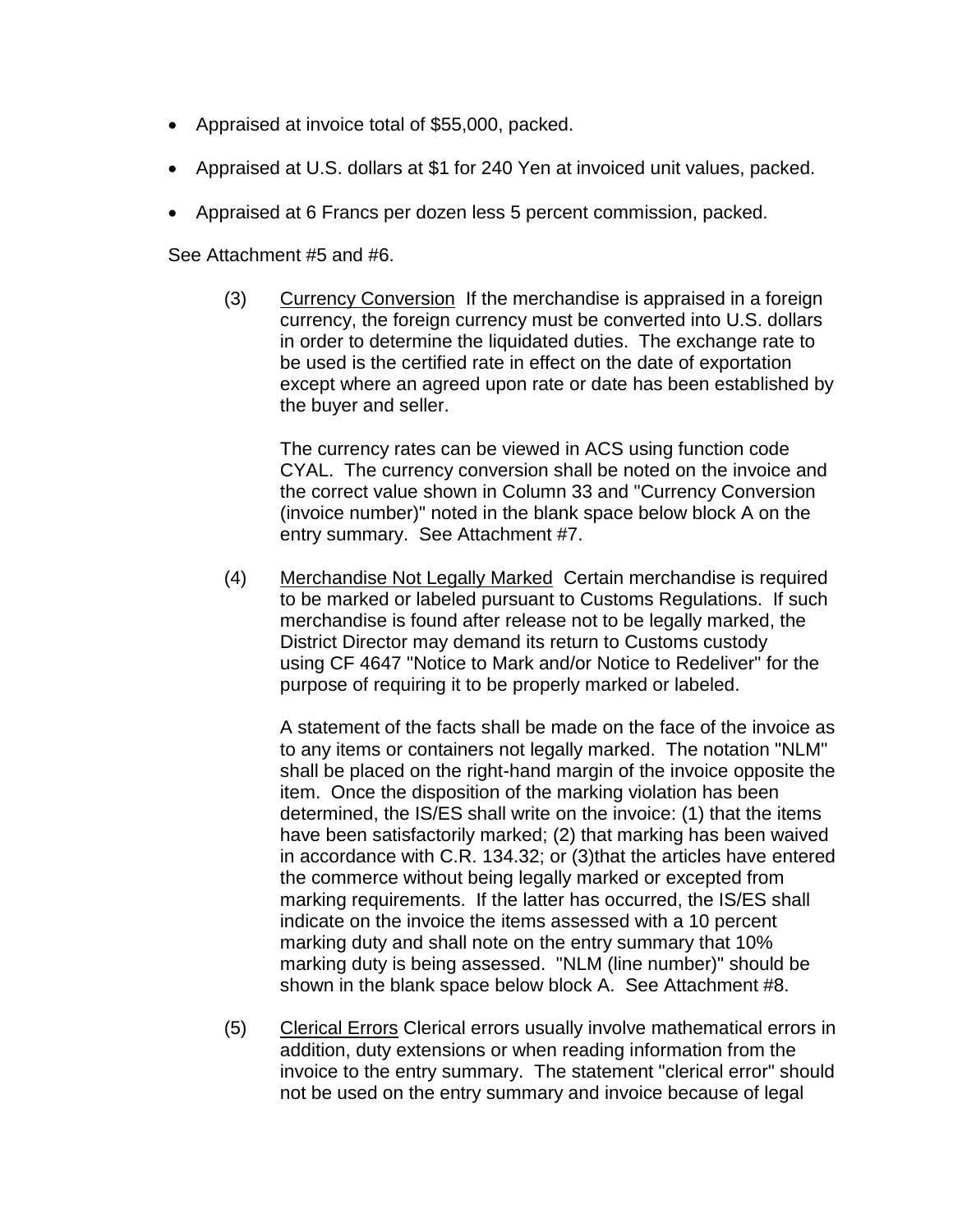- Appraised at invoice total of $55,000, packed.
- Appraised at U.S. dollars at $1 for 240 Yen at invoiced unit values, packed.
- Appraised at 6 Francs per dozen less 5 percent commission, packed.

See Attachment #5 and #6.

(3) Currency Conversion If the merchandise is appraised in a foreign currency, the foreign currency must be converted into U.S. dollars in order to determine the liquidated duties. The exchange rate to be used is the certified rate in effect on the date of exportation except where an agreed upon rate or date has been established by the buyer and seller.

The currency rates can be viewed in ACS using function code CYAL. The currency conversion shall be noted on the invoice and the correct value shown in Column 33 and "Currency Conversion (invoice number)" noted in the blank space below block A on the entry summary. See Attachment #7.

(4) Merchandise Not Legally Marked Certain merchandise is required to be marked or labeled pursuant to Customs Regulations. If such merchandise is found after release not to be legally marked, the District Director may demand its return to Customs custody using CF 4647 "Notice to Mark and/or Notice to Redeliver" for the purpose of requiring it to be properly marked or labeled.

A statement of the facts shall be made on the face of the invoice as to any items or containers not legally marked. The notation "NLM" shall be placed on the right-hand margin of the invoice opposite the item. Once the disposition of the marking violation has been determined, the IS/ES shall write on the invoice: (1) that the items have been satisfactorily marked; (2) that marking has been waived in accordance with C.R. 134.32; or (3)that the articles have entered the commerce without being legally marked or excepted from marking requirements. If the latter has occurred, the IS/ES shall indicate on the invoice the items assessed with a 10 percent marking duty and shall note on the entry summary that 10% marking duty is being assessed. "NLM (line number)" should be shown in the blank space below block A. See Attachment #8.

(5) Clerical Errors Clerical errors usually involve mathematical errors in addition, duty extensions or when reading information from the invoice to the entry summary. The statement "clerical error" should not be used on the entry summary and invoice because of legal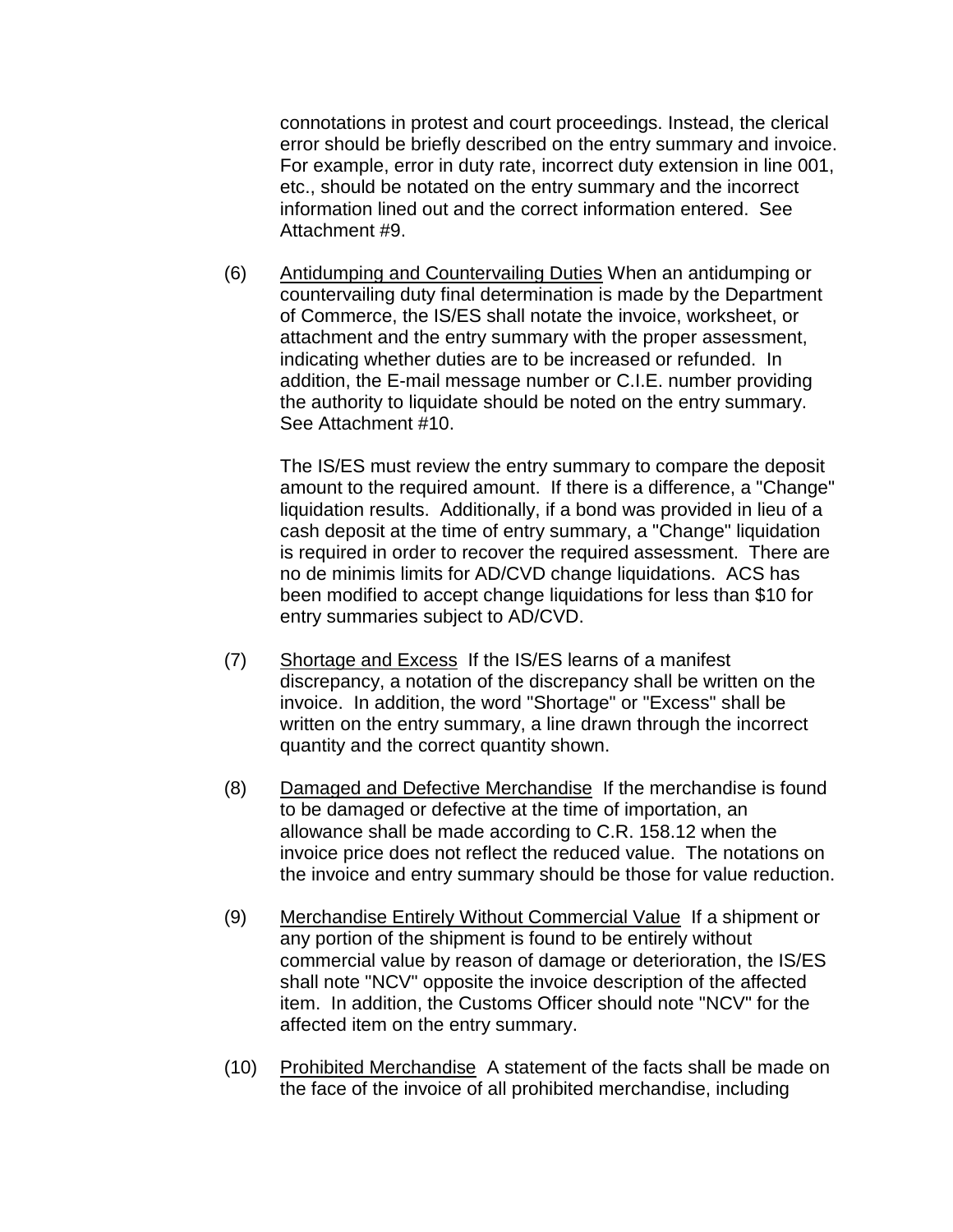connotations in protest and court proceedings. Instead, the clerical error should be briefly described on the entry summary and invoice. For example, error in duty rate, incorrect duty extension in line 001, etc., should be notated on the entry summary and the incorrect information lined out and the correct information entered. See Attachment #9.

(6) Antidumping and Countervailing Duties When an antidumping or countervailing duty final determination is made by the Department of Commerce, the IS/ES shall notate the invoice, worksheet, or attachment and the entry summary with the proper assessment, indicating whether duties are to be increased or refunded. In addition, the E-mail message number or C.I.E. number providing the authority to liquidate should be noted on the entry summary. See Attachment #10.

The IS/ES must review the entry summary to compare the deposit amount to the required amount. If there is a difference, a "Change" liquidation results. Additionally, if a bond was provided in lieu of a cash deposit at the time of entry summary, a "Change" liquidation is required in order to recover the required assessment. There are no de minimis limits for AD/CVD change liquidations. ACS has been modified to accept change liquidations for less than $10 for entry summaries subject to AD/CVD.

(7) Shortage and Excess If the IS/ES learns of a manifest discrepancy, a notation of the discrepancy shall be written on the invoice. In addition, the word "Shortage" or "Excess" shall be written on the entry summary, a line drawn through the incorrect quantity and the correct quantity shown.

(8) Damaged and Defective Merchandise If the merchandise is found to be damaged or defective at the time of importation, an allowance shall be made according to C.R. 158.12 when the invoice price does not reflect the reduced value. The notations on the invoice and entry summary should be those for value reduction.

(9) Merchandise Entirely Without Commercial Value If a shipment or any portion of the shipment is found to be entirely without commercial value by reason of damage or deterioration, the IS/ES shall note "NCV" opposite the invoice description of the affected item. In addition, the Customs Officer should note "NCV" for the affected item on the entry summary.

(10) Prohibited Merchandise A statement of the facts shall be made on the face of the invoice of all prohibited merchandise, including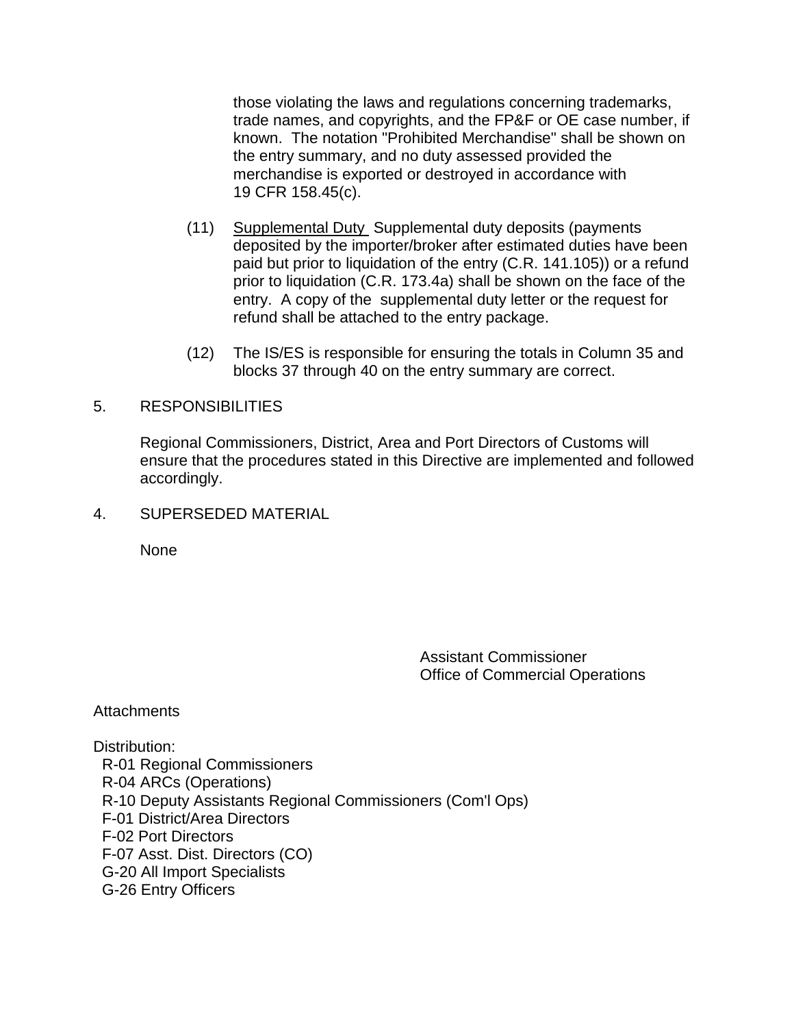those violating the laws and regulations concerning trademarks, trade names, and copyrights, and the FP&F or OE case number, if known. The notation "Prohibited Merchandise" shall be shown on the entry summary, and no duty assessed provided the merchandise is exported or destroyed in accordance with 19 CFR 158.45(c).

(11) Supplemental Duty Supplemental duty deposits (payments deposited by the importer/broker after estimated duties have been paid but prior to liquidation of the entry (C.R. 141.105)) or a refund prior to liquidation (C.R. 173.4a) shall be shown on the face of the entry. A copy of the supplemental duty letter or the request for refund shall be attached to the entry package.

(12) The IS/ES is responsible for ensuring the totals in Column 35 and blocks 37 through 40 on the entry summary are correct.

5. RESPONSIBILITIES

Regional Commissioners, District, Area and Port Directors of Customs will ensure that the procedures stated in this Directive are implemented and followed accordingly.

4. SUPERSEDED MATERIAL

None

Assistant Commissioner
Office of Commercial Operations

Attachments

Distribution:
- R-01 Regional Commissioners
- R-04 ARCs (Operations)
- R-10 Deputy Assistants Regional Commissioners (Com'l Ops)
- F-01 District/Area Directors
- F-02 Port Directors
- F-07 Asst. Dist. Directors (CO)
- G-20 All Import Specialists
- G-26 Entry Officers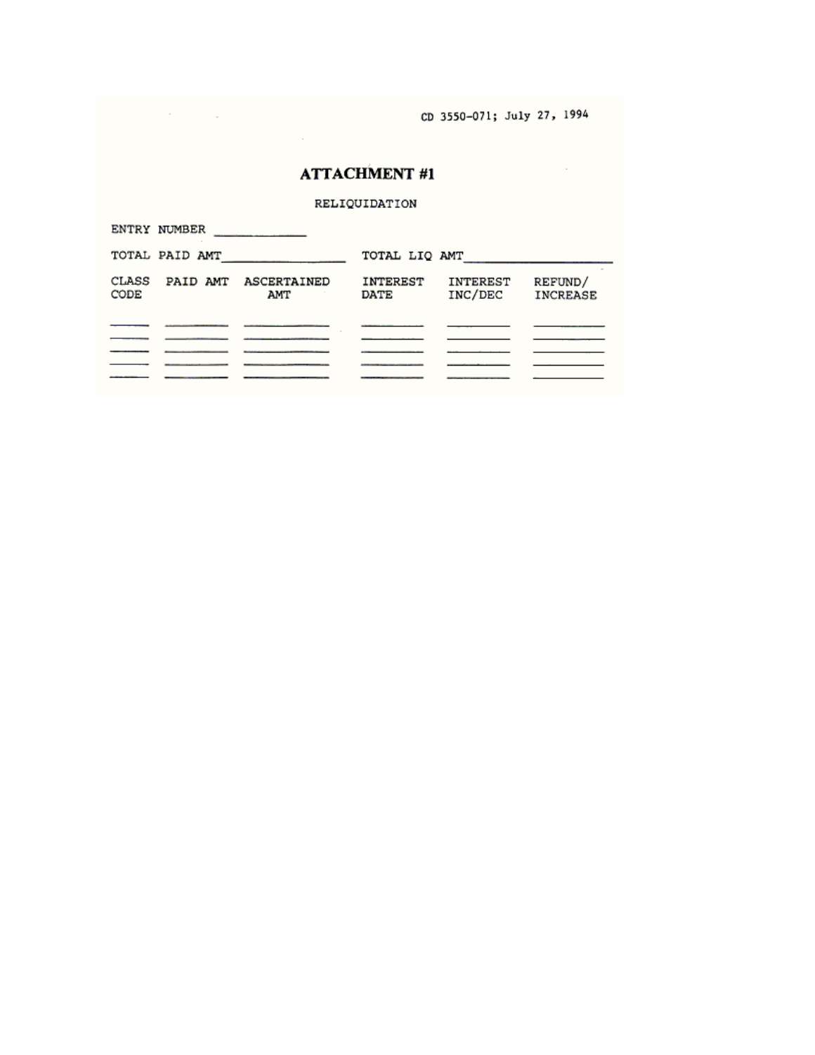CD 3550-071; July 27, 1994

# ATTACHMENT #1

RELIQUIDATION

ENTRY NUMBER ____________

TOTAL PAID AMT_______________ TOTAL LIQ AMT_________________

| CLASS CODE | PAID AMT | ASCERTAINED AMT | INTEREST DATE | INTEREST INC/DEC | REFUND/ INCREASE |
|---|---|---|---|---|---|
| _____ | ________ | ___________ | ________ | ________ | _________ |
| _____ | ________ | ___________ | ________ | ________ | _________ |
| _____ | ________ | ___________ | ________ | ________ | _________ |
| _____ | ________ | ___________ | ________ | ________ | _________ |
| _____ | ________ | ___________ | ________ | ________ | _________ |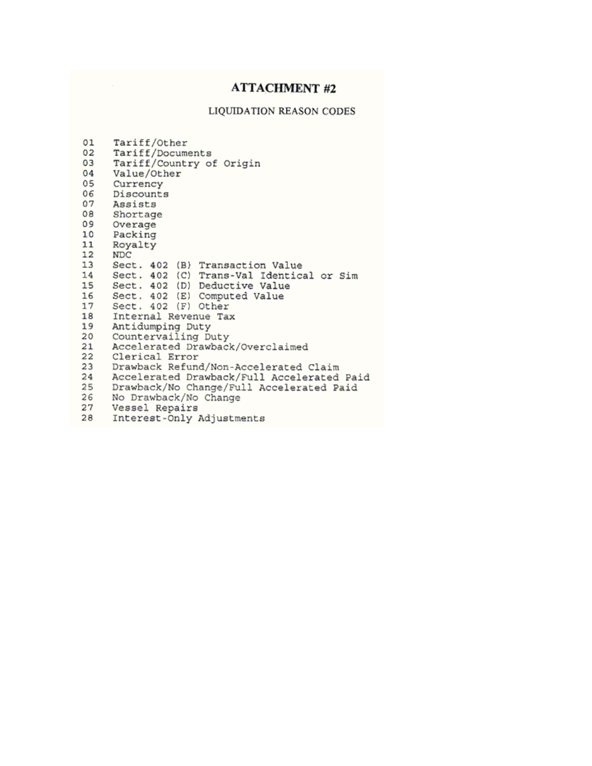# ATTACHMENT #2

## LIQUIDATION REASON CODES

01 Tariff/Other
02 Tariff/Documents
03 Tariff/Country of Origin
04 Value/Other
05 Currency
06 Discounts
07 Assists
08 Shortage
09 Overage
10 Packing
11 Royalty
12 NDC
13 Sect. 402 (B) Transaction Value
14 Sect. 402 (C) Trans-Val Identical or Sim
15 Sect. 402 (D) Deductive Value
16 Sect. 402 (E) Computed Value
17 Sect. 402 (F) Other
18 Internal Revenue Tax
19 Antidumping Duty
20 Countervailing Duty
21 Accelerated Drawback/Overclaimed
22 Clerical Error
23 Drawback Refund/Non-Accelerated Claim
24 Accelerated Drawback/Full Accelerated Paid
25 Drawback/No Change/Full Accelerated Paid
26 No Drawback/No Change
27 Vessel Repairs
28 Interest-Only Adjustments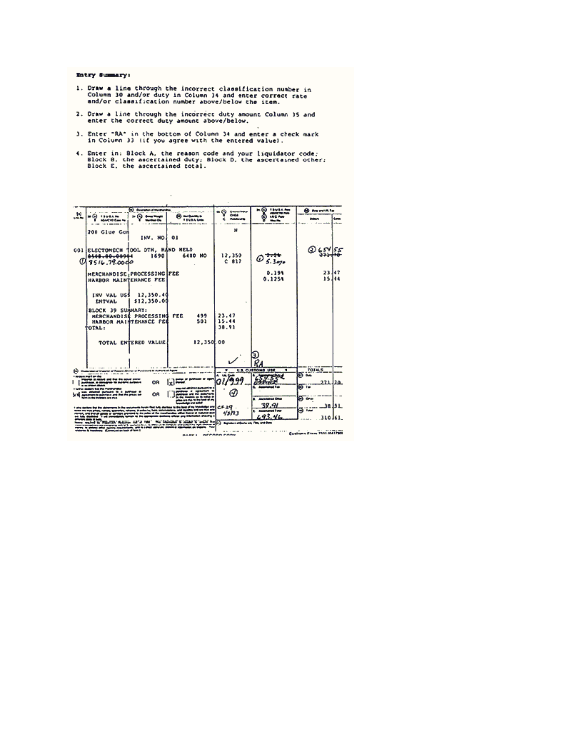**Entry Summary:**

1. Draw a line through the incorrect classification number in Column 30 and/or duty in Column 34 and enter correct rate and/or classification number above/below the item.

2. Draw a line through the incorrect duty amount Column 35 and enter the correct duty amount above/below.

3. Enter "RA" in the bottom of Column 34 and enter a check mark in Column 33 (if you agree with the entered value).

4. Enter in: Block A, the reason code and your liquidator code; Block B, the ascertained duty; Block D, the ascertained other; Block E, the ascertained total.

| Line No. | Description of Merchandise / TSUSA No. | Gross Weight | Net Quantity in TSUSA Units | Entered Value / CHGS / Relationship | TSUSA Rate / ADA/CVD Rate / IRC Rate | Duty and I.R. Tax Dollars | Cents |
|---|---|---|---|---|---|---|---|
| | 200 Glue Gun INV. NO. 01 | | | N | | | |
| 001 | ELECTOMECH TOOL OTH, HAND HELD ~~8508.80.0090~~4 ① 8516.79.0000 | 1690 | 6480 NO | 12,350 C 817 | ① ~~2.2%~~ 5.3% | ② 654 ~~271~~ | 55 ~~70~~ |
| | MERCHANDISE PROCESSING FEE | | | | 0.19% | 23 | 47 |
| | HARBOR MAINTENANCE FEE | | | | 0.125% | 15 | 44 |
| | INV VAL US$ 12,350.40 ENTVAL $12,350.00 | | | | | | |
| | BLOCK 39 SUMMARY: MERCHANDISE PROCESSING FEE | | 499 | 23.47 | | | |
| | HARBOR MAINTENANCE FEE | | 501 | 15.44 | | | |
| | TOTAL: | | | 38.91 | | | |
| | TOTAL ENTERED VALUE | | 12,350.00 | | | | |
| | | | | ✓ | ③ RA | | |

**U.S. CUSTOMS USE**

| | | | |
|---|---|---|---|
| A. Liq. Code: 01/999 | B. Ascertained Duty: ~~271.70~~ 654.55 | TOTALS | |
| ④ | C. Ascertained Tax | 37. Duty | 271.70 |
| CF 19 4/5/93 | D. Ascertained Other: 38.91 | 38. Tax | |
| | E. Ascertained Total: 693.46 | 39. Other | 38.91 |
| | | 40. Total | 310.61 |

Customs Form 7501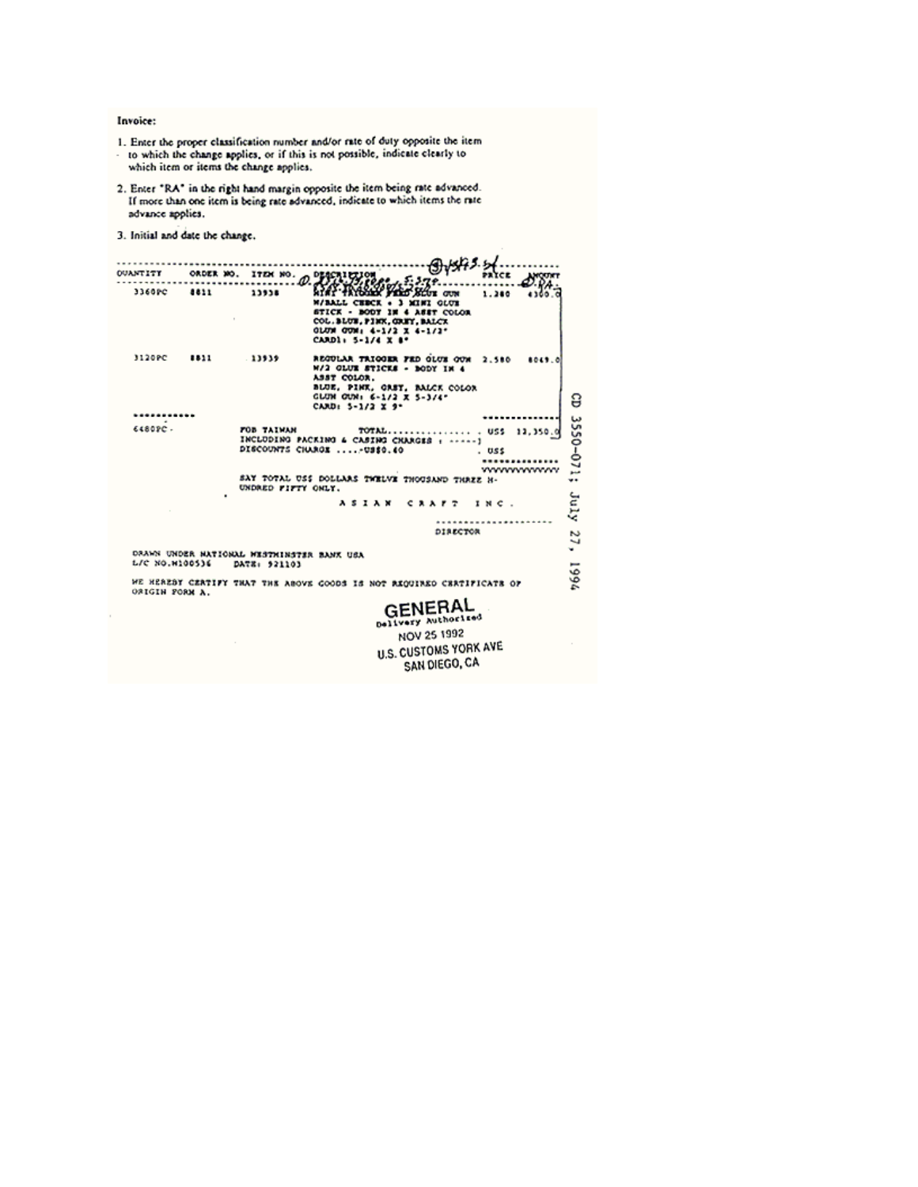**Invoice:**

1. Enter the proper classification number and/or rate of duty opposite the item to which the change applies, or if this is not possible, indicate clearly to which item or items the change applies.

2. Enter "RA" in the right hand margin opposite the item being rate advanced. If more than one item is being rate advanced, indicate to which items the rate advance applies.

3. Initial and date the change.

| QUANTITY | ORDER NO. | ITEM NO. | DESCRIPTION | PRICE | AMOUNT |
|---|---|---|---|---|---|
| 3360PC | 8811 | 13938 | MINI TRIGGER FED GLUE GUN W/BALL CHECK + 3 MINI GLUE STICK - BODY IN 4 ASST COLOR COL.BLUE,PINK,GREY,BALCK GLUE GUN: 4-1/2 X 4-1/2" CARD1: 5-1/4 X 8" | 1.280 | 4300.0 |
| 3120PC | 8811 | 13939 | REGULAR TRIGGER FED GLUE GUN W/2 GLUE STICKS - BODY IN 4 ASST COLOR. BLUE, PINK, GREY, BALCK COLOR GLUE GUN: 6-1/2 X 5-3/4" CARD: 5-1/2 X 9" | 2.580 | 8049.0 |
| 6480PC | | | FOB TAIWAN TOTAL................ INCLUDING PACKING & CASING CHARGES : -----] DISCOUNTS CHARGE .....-US$0.40 | US$ | 12,350.0 |
| | | | | US$ | |

SAY TOTAL US$ DOLLARS TWELVE THOUSAND THREE H-UNDRED FIFTY ONLY.

A S I A N   C R A F T   I N C .

DIRECTOR

DRAWN UNDER NATIONAL WESTMINSTER BANK USA
L/C NO.W100536 DATE: 921103

WE HEREBY CERTIFY THAT THE ABOVE GOODS IS NOT REQUIRED CERTIFICATE OF ORIGIN FORM A.

GENERAL
Delivery Authorized
NOV 25 1992
U.S. CUSTOMS YORK AVE
SAN DIEGO, CA

CD 3550-071; July 27, 1994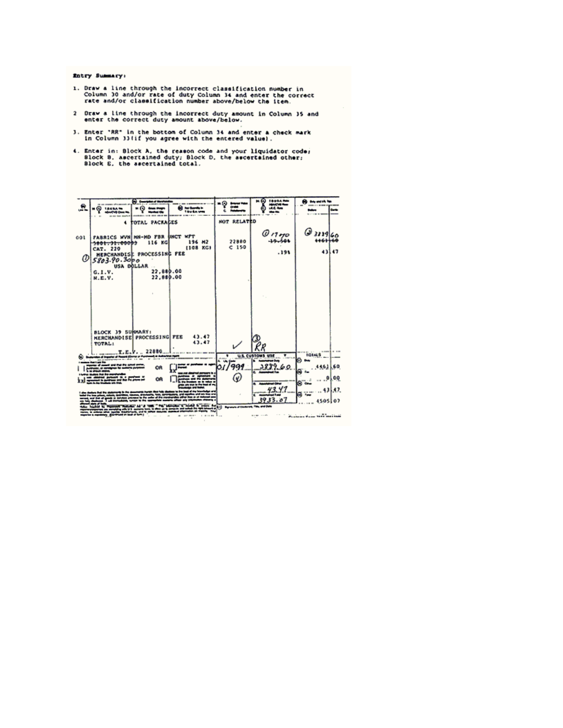**Entry Summary:**

1. Draw a line through the incorrect classification number in Column 30 and/or rate of duty Column 34 and enter the correct rate and/or classification number above/below the item.

2. Draw a line through the incorrect duty amount in Column 35 and enter the correct duty amount above/below.

3. Enter "RR" in the bottom of Column 34 and enter a check mark in Column 33 (if you agree with the entered value).

4. Enter in: Block A, the reason code and your liquidator code; Block B, ascertained duty; Block D, the ascertained other; Block E, the ascertained total.

| Line No. | 30. T.S.U.S.A. No. / Description of Merchandise | 31. Gross Weight / Manifest Qty. | 32. Net Quantity in T.S.U.S.A. Units | 33. A. Entered Value B. CHGS C. Relationship | 34. T.S.U.S.A. Rate / ADA/CVD Rate / I.R.C. Rate / Visa No. | 35. Duty and I.R. Tax (Dollars / Cents) |
|---|---|---|---|---|---|---|
| | 4 TOTAL PACKAGES | | | NOT RELATED | | |
| 001 | FABRICS WVN MN-MD FBR UNCT WFT | | | | ① 17% | ② 3889.60 |
| | ~~5801.31.0000~~ | 116 KG | 196 M2 (108 KG) | 22880 C 150 | ~~19.50%~~ | ~~4461.60~~ |
| | CAT. 220 | | | | | |
| | MERCHANDISE PROCESSING FEE | | | | .19% | 43.47 |
| | ① 5803.90.3000 | | | | | |
| | USA DOLLAR | | | | | |
| | G.I.V. 22,880.00 | | | | | |
| | N.E.V. 22,880.00 | | | | | |
| | BLOCK 39 SUMMARY: | | | | | |
| | MERCHANDISE PROCESSING FEE 43.47 | | | | | |
| | TOTAL: 43.47 | | | ✓ | ③ RR | |
| | T.E.V. 22880 | | | | | |

| U.S. CUSTOMS USE | | TOTALS | |
|---|---|---|---|
| A. Liq. Code: 01/999 | B. Ascertained Duty: 3889.60 | Duty | 4461.60 |
| ④ | C. Ascertained Tax | Tax | 0.00 |
| | D. Ascertained Other: 43.47 | Other | 43.47 |
| | E. Ascertained Total: 3933.07 | Total | 4505.07 |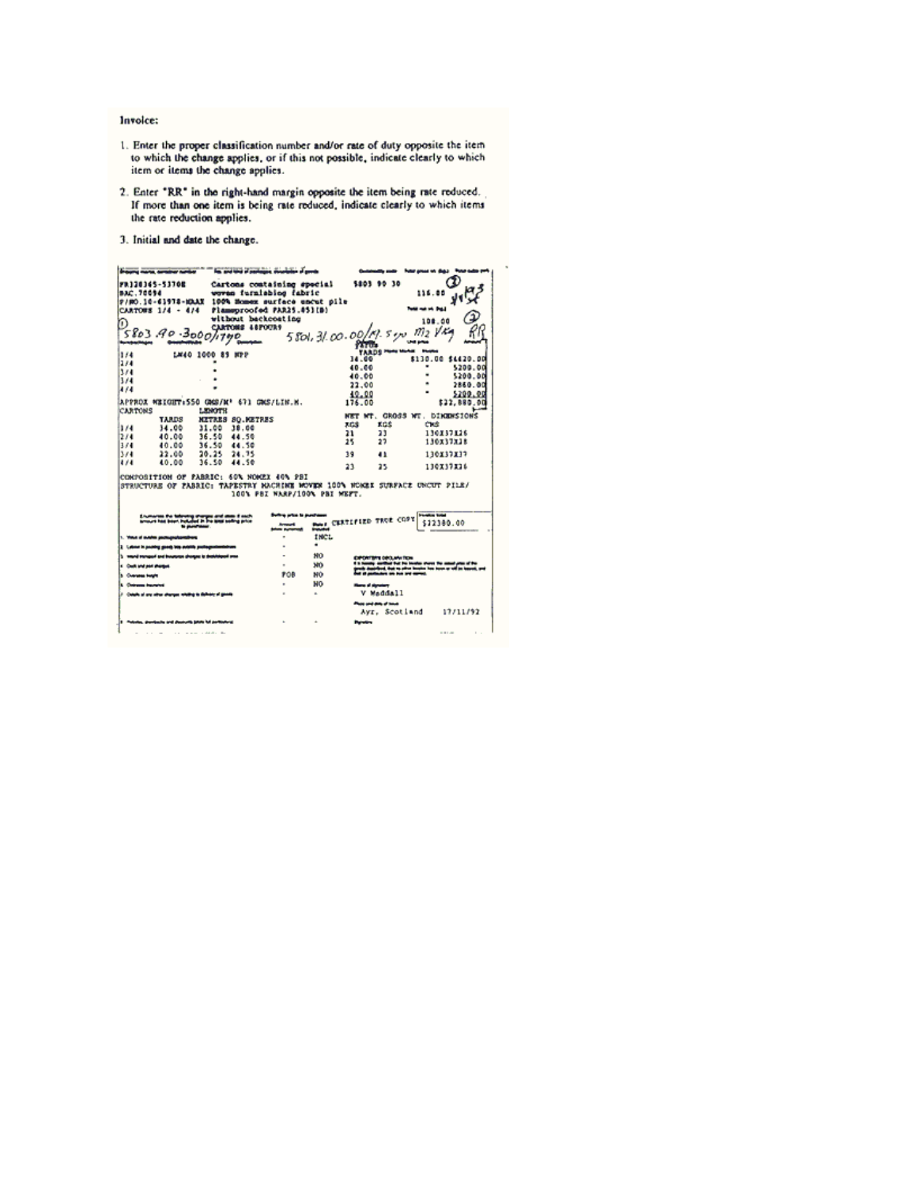Invoice:

1. Enter the proper classification number and/or rate of duty opposite the item to which the change applies, or if this not possible, indicate clearly to which item or items the change applies.

2. Enter "RR" in the right-hand margin opposite the item being rate reduced. If more than one item is being rate reduced, indicate clearly to which items the rate reduction applies.

3. Initial and date the change.

FR320345-5370E
BAC.70094
F/NO.10-61978-KAAX
CARTONS 1/4 - 4/4

Cartons containing special woven furnishing fabric
100% Nomex surface uncut pile
Flameproofed FAR25.853(B)
without backcoating
CARTONS 48POUR9

5803 90 30

116.00

108.00

① 5803.90-3000/1790

5801.31.00.00/17.5% m2 V Kg

② RR

| | | YARDS | | |
|---|---|---|---|---|
| 1/4 | LN40 1000 89 NPP | 34.00 | $130.00 | $4420.00 |
| 2/4 | " | 40.00 | " | 5200.00 |
| 3/4 | " | 40.00 | " | 5200.00 |
| 3/4 | " | 22.00 | " | 2860.00 |
| 4/4 | " | 40.00 | " | 5200.00 |
| | | 176.00 | | $22,880.00 |

APPROX WEIGHT:550 GMS/M² 671 GMS/LIN.M.

| CARTONS | YARDS | LENGTH METRES | SQ.METRES | NET WT. KGS | GROSS WT. KGS | DIMENSIONS CMS |
|---|---|---|---|---|---|---|
| 1/4 | 34.00 | 31.00 | 38.00 | 21 | 23 | 130X37X26 |
| 2/4 | 40.00 | 36.50 | 44.50 | 25 | 27 | 130X37X28 |
| 3/4 | 40.00 | 36.50 | 44.50 | | | |
| 3/4 | 22.00 | 20.25 | 24.75 | 39 | 41 | 130X37X37 |
| 4/4 | 40.00 | 36.50 | 44.50 | 23 | 25 | 130X37X26 |

COMPOSITION OF FABRIC: 60% NOMEX 40% PBI
STRUCTURE OF FABRIC: TAPESTRY MACHINE WOVEN 100% NOMEX SURFACE UNCUT PILE/ 100% PBI WARP/100% PBI WEFT.

CERTIFIED TRUE COPY

Invoice total: $22380.00

| | Amount | State if included |
|---|---|---|
| 1. | - | INCL |
| 2. | - | " |
| 3. | - | NO |
| 4. | - | NO |
| 5. | FOB | NO |
| 6. | - | NO |
| 7. | - | - |
| 8. | - | - |

Name of signatory: V Waddall

Place and date of issue: Ayr, Scotland 17/11/92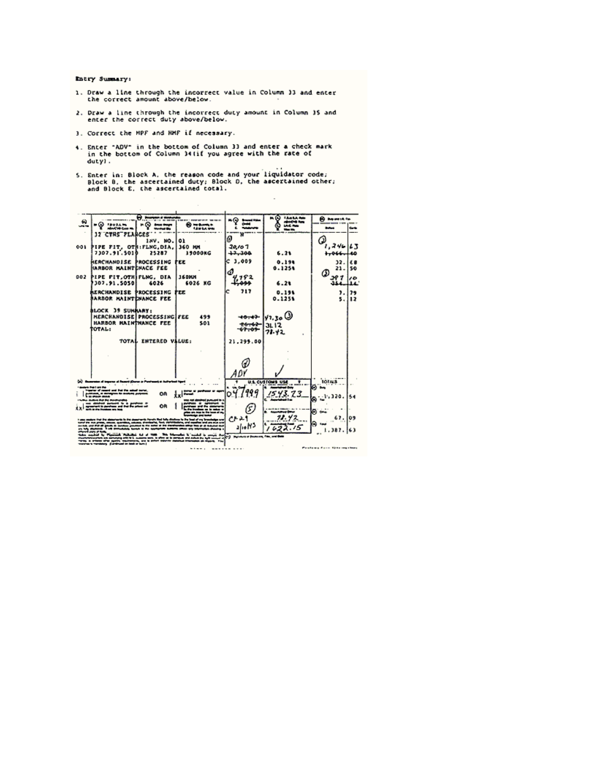**Entry Summary:**

1. Draw a line through the incorrect value in Column 33 and enter the correct amount above/below.

2. Draw a line through the incorrect duty amount in Column 35 and enter the correct duty above/below.

3. Correct the MPF and HMF if necessary.

4. Enter "ADV" in the bottom of Column 33 and enter a check mark in the bottom of Column 34 (if you agree with the rate of duty).

5. Enter in: Block A, the reason code and your liquidator code; Block B, the ascertained duty; Block D, the ascertained other; and Block E, the ascertained total.

| Line No. | Description of Merchandise | | | Entered Value / Charges / Relationship | T.S.U.S.A. Rate / ADA/CVD Rate / I.R.C. Rate / Visa No. | Duty and I.R. Tax (Dollars) | (Cents) |
|---|---|---|---|---|---|---|---|
| | 32 CTNS FLANGES | | | H | | | |
| | | INV. NO. | 01 | ① | | | |
| 001 | PIPE FIT, OTH | FLNG, DIA, | 360 MM | 20,107 | | ② 1,246 | 63 |
| | 7307.91.5010 | 25287 | 19000KG | ~~17,300~~ | 6.2% | ~~1,066~~ | ~~40~~ |
| | MERCHANDISE | PROCESSING | FEE | C 3,009 | 0.19% | 32. | 68 |
| | HARBOR MAINT | ENANCE FEE | | | 0.125% | 21. | 50 |
| 002 | PIPE FIT, OTH | FLNG, DIA | 360MM | ① 4,792 | | ② 297 | 10 |
| | 7307.91.5050 | 6026 | 6026 KG | ~~4,099~~ | 6.2% | ~~254~~ | ~~14~~ |
| | MERCHANDISE | PROCESSING | FEE | C 717 | 0.19% | 7. | 79 |
| | HARBOR MAINT | ENANCE FEE | | | 0.125% | 5. | 12 |
| | BLOCK 39 SUMMARY: | | | | | | |
| | MERCHANDISE PROCESSING FEE | | 499 | ~~40.47~~ | 47.30 ③ | | |
| | HARBOR MAINTENANCE FEE | | 501 | ~~26.62~~ | 31.12 | | |
| | TOTAL: | | | ~~67.09~~ | 78.42 | | |
| | TOTAL ENTERED VALUE: | | | 21,299.00 | | | |
| | | | | ④ ADV | ✓ | | |

| U.S. CUSTOMS USE | | TOTALS | |
|---|---|---|---|
| A. Liq. Code: 04 7999 ⑤ | B. Ascertained Duty: 1543.73 | Duty | 1,320. 54 |
| | C. Ascertained Tax | Tax | |
| CF-29 3/10/93 | D. Ascertained Other: 78.42 | Other | 67. 09 |
| | E. Ascertained Total: 1622.15 | Total | 1,387. 63 |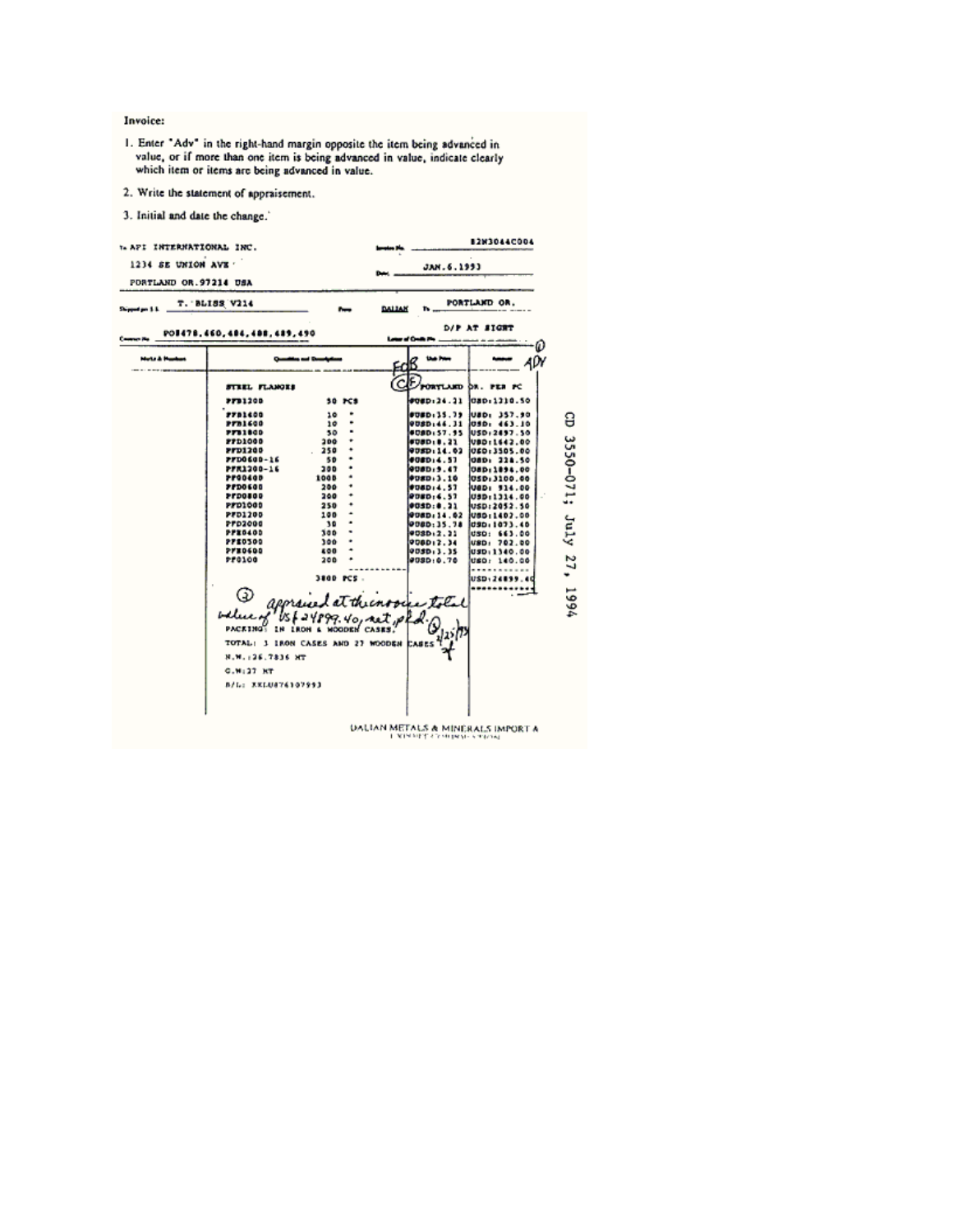Invoice:

1. Enter "Adv" in the right-hand margin opposite the item being advanced in value, or if more than one item is being advanced in value, indicate clearly which item or items are being advanced in value.

2. Write the statement of appraisement.

3. Initial and date the change.

To API INTERNATIONAL INC.
1234 SE UNION AVE
PORTLAND OR.97214 USA

Invoice No. 82N3044C004
Date JAN.6.1993

Shipped per S.S. T. BLISS V214 From DALIAN To PORTLAND OR.

Contract No. PO8478.460,484,488,489,490

Letter of Credit No. D/P AT SIGHT

| Marks & Numbers | Quantities and Description | | Unit Price | Amount |
|---|---|---|---|---|
| | STEEL FLANGES | | ~~FOB~~ CF PORTLAND | OR. PER PC |
| | PFB1200 | 50 PCS | @USD:24.21 | USD:1210.50 |
| | PFB1400 | 10 " | @USD:35.79 | USD: 357.90 |
| | PFB1600 | 10 " | @USD:46.31 | USD: 463.10 |
| | PFB1800 | 50 " | @USD:57.95 | USD:2897.50 |
| | PFD1000 | 200 " | @USD:8.21 | USD:1642.00 |
| | PFD1200 | 250 " | @USD:14.02 | USD:3505.00 |
| | PFD0600-16 | 50 " | @USD:4.57 | USD: 228.50 |
| | PFK1200-16 | 200 " | @USD:9.47 | USD:1894.00 |
| | PF00400 | 1000 " | @USD:3.10 | USD:3100.00 |
| | PFD0600 | 200 " | @USD:4.57 | USD: 914.00 |
| | PFD0800 | 200 " | @USD:6.57 | USD:1314.00 |
| | PFD1000 | 250 " | @USD:8.21 | USD:2052.50 |
| | PFD1200 | 100 " | @USD:14.02 | USD:1402.00 |
| | PFD2000 | 30 " | @USD:35.78 | USD:1073.40 |
| | PFE0400 | 300 " | @USD:2.21 | USD: 663.00 |
| | PFE0500 | 300 " | @USD:2.34 | USD: 702.00 |
| | PFE0600 | 400 " | @USD:3.35 | USD:1340.00 |
| | PF0100 | 200 " | @USD:0.70 | USD: 140.00 |
| | | 3800 PCS | | USD:24899.40 |

① ADV

② appraised at the invoice total value of US$24899.40, net, pkd.

③ 2/25/93

PACKING: IN IRON & WOODEN CASES.

TOTAL: 3 IRON CASES AND 27 WOODEN CASES

N.W.:26.7836 MT

G.W:27 MT

B/L: XXLU876107993

DALIAN METALS & MINERALS IMPORT & EXPORT CORPORATION

CD 3550-071; July 27, 1994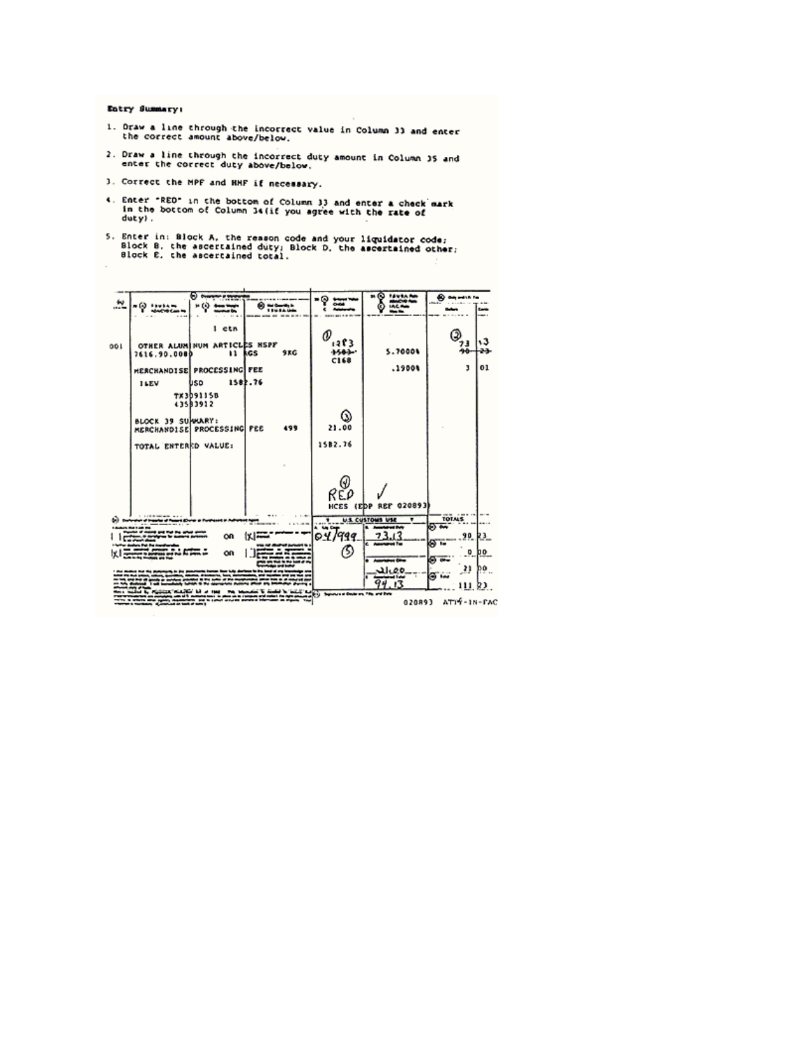**Entry Summary:**

1. Draw a line through the incorrect value in Column 33 and enter the correct amount above/below.
2. Draw a line through the incorrect duty amount in Column 35 and enter the correct duty above/below.
3. Correct the MPF and HMF if necessary.
4. Enter "RED" in the bottom of Column 33 and enter a check mark in the bottom of Column 34 (if you agree with the rate of duty).
5. Enter in: Block A, the reason code and your liquidator code; Block B, the ascertained duty; Block D, the ascertained other; Block E, the ascertained total.

| 27 Line No. | 29 A. TSUSA No. / B. ADA/CVD Case No. | 30 A. Gross Weight / B. Manifest Qty. | 31 Net Quantity in TSUSA Units | 32 A. Entered Value / B. CHGS / C. Relationship | 33 A. TSUSA Rate / B. ADA/CVD Rate / C. I.R.C. Rate / D. Visa No. | 34 Duty and I.R. Tax Dollars | Cents |
|---|---|---|---|---|---|---|---|
| | | 1 ctn | | | | | |
| 001 | OTHER ALUMINUM ARTICLES NSPF 7616.90.0080 | 11 KGS | 9KG | ① 1283 ~~1583~~ C168 | 5.7000% | ② 73 ~~90~~ | 13 ~~23~~ |
| | MERCHANDISE PROCESSING FEE | | | | .1900% | 3 | 01 |
| | ILEV | USD | 1582.76 | | | | |
| | TX3091158 435B3912 | | | | | | |
| | BLOCK 39 SUMMARY: MERCHANDISE PROCESSING FEE | | 499 | ③ 21.00 | | | |
| | TOTAL ENTERED VALUE: | | | 1582.76 | | | |
| | | | | ④ RED | ✓ | | |
| | | | | HCES (EDP REF 020893) | | | |

| U.S. CUSTOMS USE | | TOTALS | |
|---|---|---|---|
| A. Liq. Code: 04/999 ⑤ | B. Ascertained Duty: 73.13 | 37 Duty | 90.23 |
| | C. Ascertained Tax | 38 Tax | 0.00 |
| | D. Ascertained Other: 21.00 | 39 Other | 21.00 |
| | E. Ascertained Total: 94.13 | 40 Total | 111.23 |

020893 ATTY-IN-FAC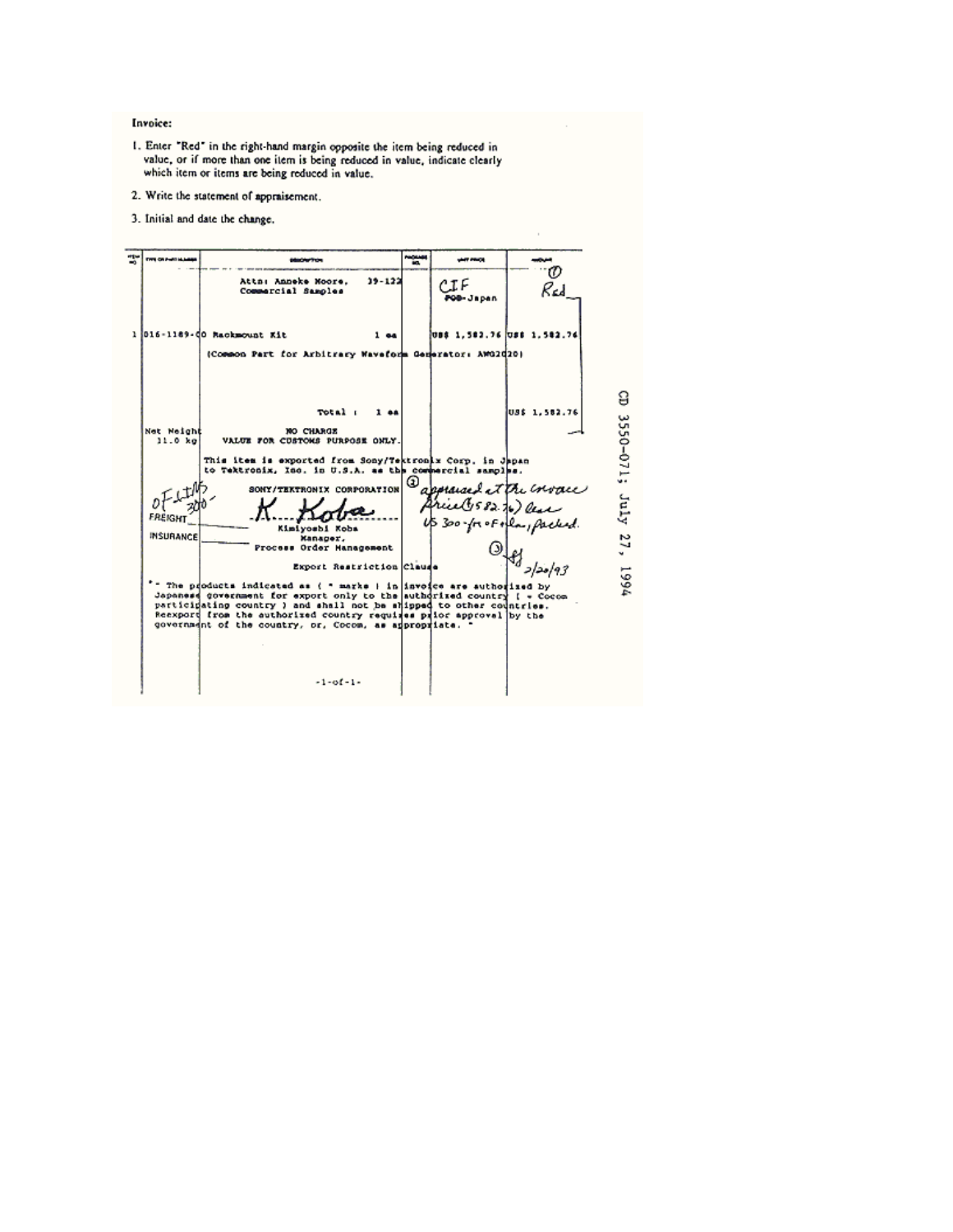**Invoice:**

1. Enter "Red" in the right-hand margin opposite the item being reduced in value, or if more than one item is being reduced in value, indicate clearly which item or items are being reduced in value.

2. Write the statement of appraisement.

3. Initial and date the change.

| ITEM NO | TYPE OR PART NUMBER | DESCRIPTION | PACKAGE NO. | UNIT PRICE | AMOUNT |
|---|---|---|---|---|---|
| | | Attn: Anneke Moore, 39-122<br>Commercial Samples | | CIF<br>~~FOB~~-Japan | ① Red |
| 1 | 016-1189-00 | Rackmount Kit 1 ea | | US$ 1,582.76 | US$ 1,582.76 |
| | | (Common Part for Arbitrary Waveform Generator: AWG2020) | | | |
| | | Total : 1 ea | | | US$ 1,582.76 |
| | Net Weight 11.0 kg | NO CHARGE<br>VALUE FOR CUSTOMS PURPOSE ONLY. | | | |

This item is exported from Sony/Tektronix Corp. in Japan to Tektronix, Inc. in U.S.A. as the commercial samples.

SONY/TEKTRONIX CORPORATION

K. Koba

Kimiyoshi Koba
Manager,
Process Order Management

OF LINS 300 –
FREIGHT 300
INSURANCE

② appraised at the invoice price (1582.76) less US 300 - for Frt/Ins, packed.

③ [initials] 2/20/93

Export Restriction Clause

"- The products indicated as ( * marks ) in invoice are authorized by Japanese government for export only to the authorized country ( = Cocom participating country ) and shall not be shipped to other countries. Reexport from the authorized country requires prior approval by the government of the country, or, Cocom, as appropriate. "

-1-of-1-

CD 3550-071; July 27, 1994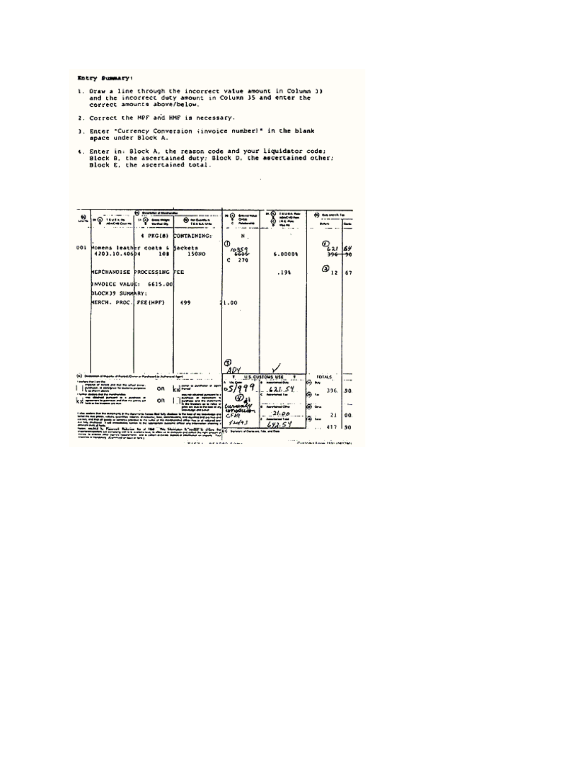**Entry Summary:**

1. Draw a line through the incorrect value amount in Column 33 and the incorrect duty amount in Column 35 and enter the correct amounts above/below.

2. Correct the MPF and HMF is necessary.

3. Enter "Currency Conversion (invoice number)" in the blank space under Block A.

4. Enter in: Block A, the reason code and your liquidator code; Block B, the ascertained duty; Block D, the ascertained other; Block E, the ascertained total.

| Line No. | Description of Merchandise | Gross Weight / Manifest Qty. | Net Quantity in TSUSA Units | Entered Value / CHGS / C Relationship | TSUSA Rate / ADA/CVD Rate / IRC Rate / Visa No. | Duty and I.R. Tax (Dollars) | Cents |
|---|---|---|---|---|---|---|---|
| | | 4 PKG(S) | CONTAINING: | N | | | |
| 001 | Womens leather coats & jackets 4203.10.4060 | 4 108 | 150NO | ① 10359 ~~6615~~ C 270 | 6.0000% | ② 621 ~~396~~ | 54 ~~90~~ |
| | MERCHANDISE PROCESSING FEE | | | | .19% | ③ 12 | 67 |
| | INVOICE VALUE: 6615.00 | | | | | | |
| | BLOCK39 SUMMARY: | | | | | | |
| | MERCH. PROC. FEE(MPF) | | 499 | 21.00 | | | |
| | | | | ③ ADY | ✓ | | |

**U.S. CUSTOMS USE**

| | | | TOTALS | |
|---|---|---|---|---|
| A. Liq. Code: 05/999 ④ 41 Currency conversion CF29 4/20/93 | B. Ascertained Duty: 621.54 | Duty | 396 | 90 |
| | C. Ascertained Tax | Tax | | |
| | D. Ascertained Other: 21.00 | Other | 21 | 00 |
| | E. Ascertained Total: 642.54 | Total | 417 | 90 |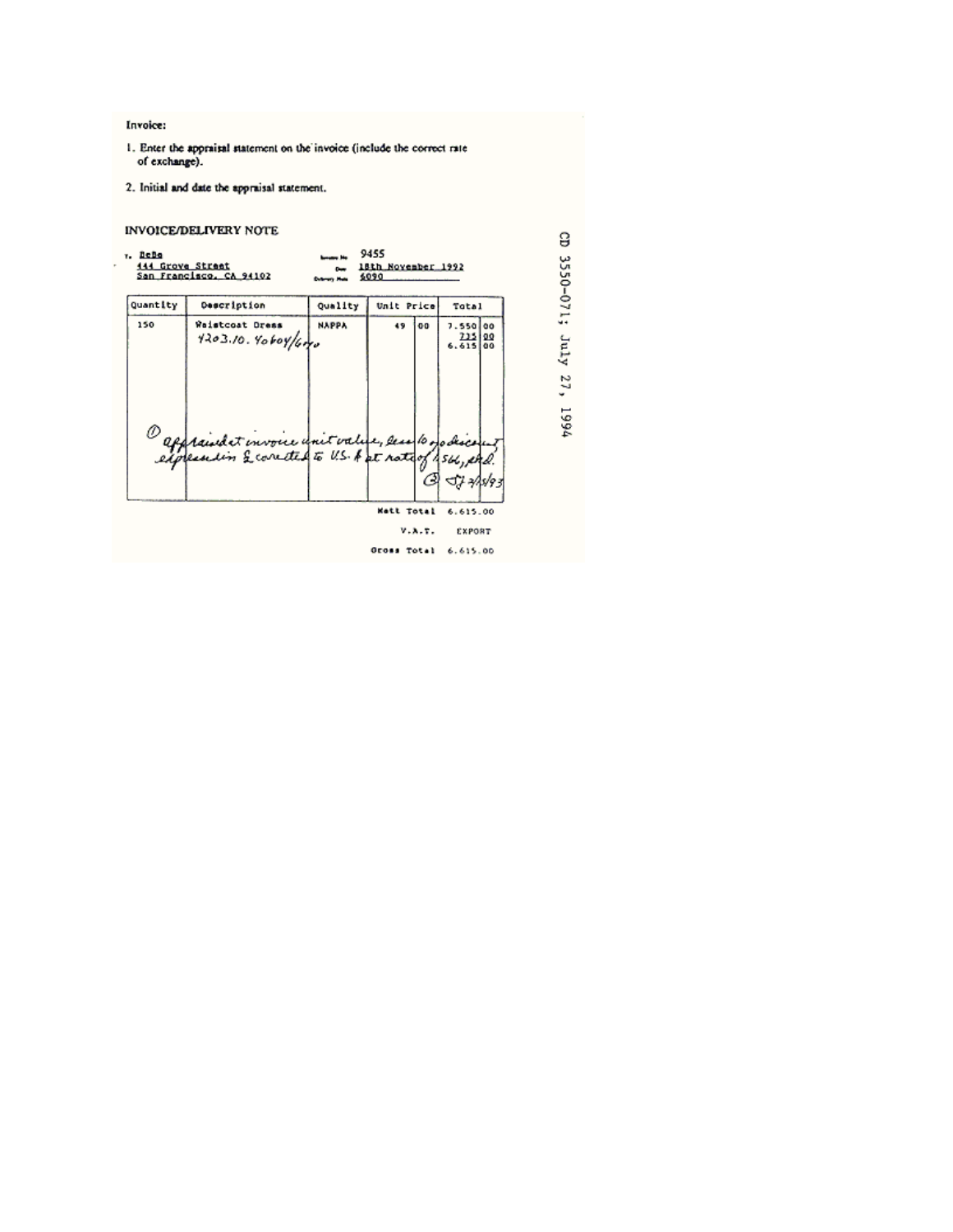Invoice:

1. Enter the appraisal statement on the invoice (include the correct rate of exchange).

2. Initial and date the appraisal statement.

## INVOICE/DELIVERY NOTE

To. BeBe
444 Grove Street
San Francisco, CA 94102

Invoice No 9455
Date 18th November 1992
Delivery Note 6090

| Quantity | Description | Quality | Unit Price | | Total | |
|---|---|---|---|---|---|---|
| 150 | Waistcoat Dress 4203.10.4060/6040 | NAPPA | 49 | 00 | 7.550 | 00 |
| | | | | | 755 | 00 |
| | | | | | 6.615 | 00 |
| ① appraised at invoice unit value, less 10% discount expressed in £ converted to U.S. $ at rate of 1.566, std. ② SJ 7/1/93 | | | | | | |

Nett Total 6.615.00

V.A.T. EXPORT

Gross Total 6.615.00

CD 3550-07l; July 27, 1994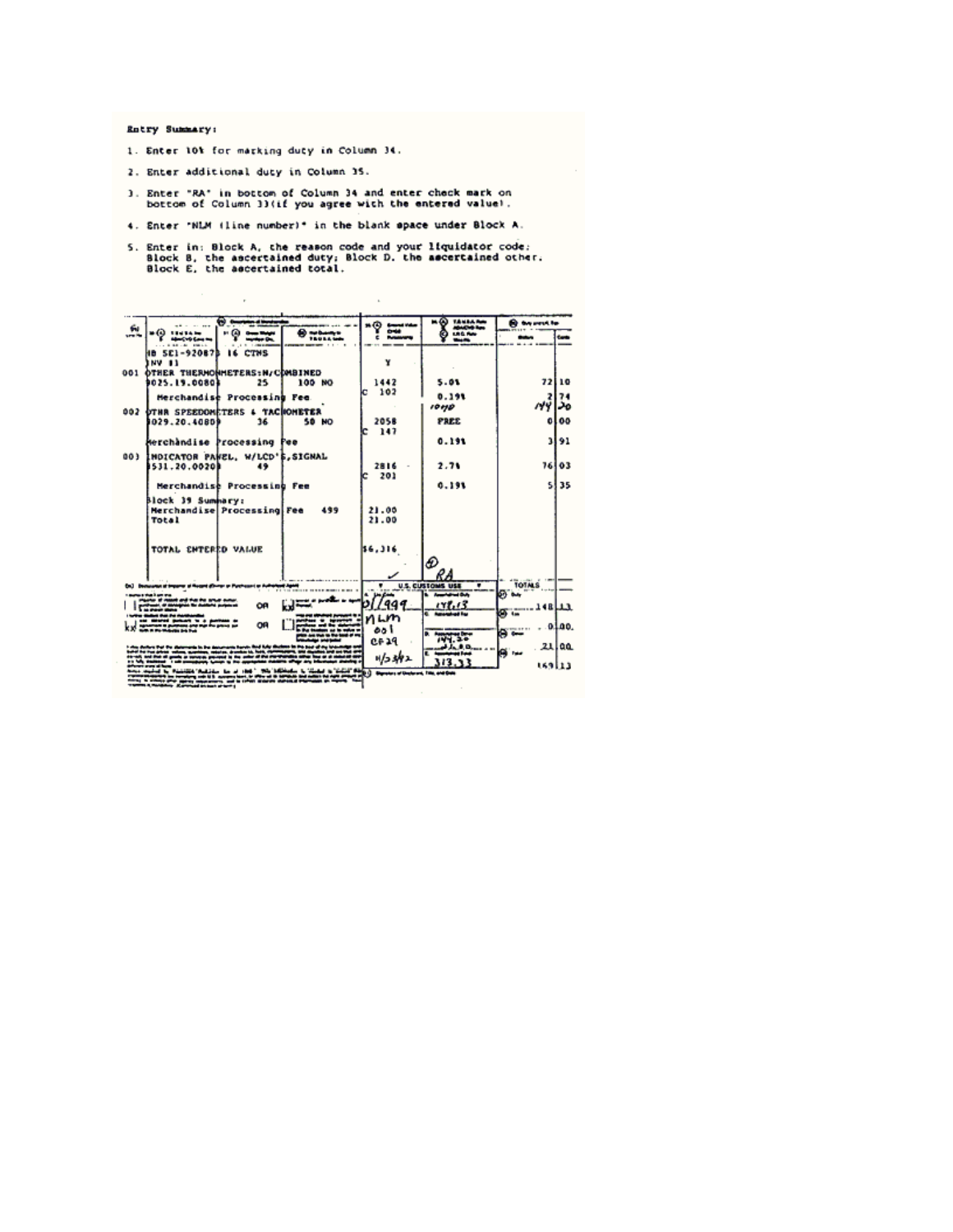**Entry Summary:**

1. Enter 10% for marking duty in Column 34.
2. Enter additional duty in Column 35.
3. Enter "RA" in bottom of Column 34 and enter check mark on bottom of Column 33(if you agree with the entered value).
4. Enter "NLM (line number)" in the blank space under Block A.
5. Enter in: Block A, the reason code and your liquidator code; Block B, the ascertained duty; Block D, the ascertained other. Block E, the ascertained total.

| Line No. | Description of Merchandise | | Entered Value / Charges | Rate | Duty (Dollars) | Duty (Cents) |
|---|---|---|---|---|---|---|
| | HB SEI-920873 16 CTNS | | | | | |
| | INV #1 | | Y | | | |
| 001 | OTHER THERMOMETERS:N/COMBINED | | | | | |
| | 9025.19.0080 | 25 100 NO | 1442 | 5.0% | 72 | 10 |
| | | | C 102 | | | |
| | Merchandise Processing Fee | | | 0.19% | 2 | 74 |
| | | | | 10%D | 144 | 20 |
| 002 | OTHR SPEEDOMETERS & TACHOMETER | | | | | |
| | 9029.20.4080 | 36 50 NO | 2058 | FREE | 0 | 00 |
| | | | C 147 | | | |
| | Merchandise Processing Fee | | | 0.19% | 3 | 91 |
| 003 | INDICATOR PANEL, W/LCD'S,SIGNAL | | | | | |
| | 8531.20.0020 | 49 | 2816 | 2.7% | 76 | 03 |
| | | | C 201 | | | |
| | Merchandise Processing Fee | | | 0.19% | 5 | 35 |
| | Block 39 Summary: | | | | | |
| | Merchandise Processing Fee | 499 | 21.00 | | | |
| | Total | | 21.00 | | | |
| | TOTAL ENTERED VALUE | | $6,316 | | | |
| | | | ✓ | RA | | |

**U.S. CUSTOMS USE**

| | | TOTALS | |
|---|---|---|---|
| A. Liq Code: D/7999 | B. Ascertained Duty: 148.13 | Duty | 148.13 |
| NLM 001 | C. Ascertained Tax | Tax | 0.00 |
| CF29 | D. Ascertained Other: 144.20 / 21.00 | Other | 21.00 |
| 11/23/92 | E. Ascertained Total: 313.33 | Total | 169.13 |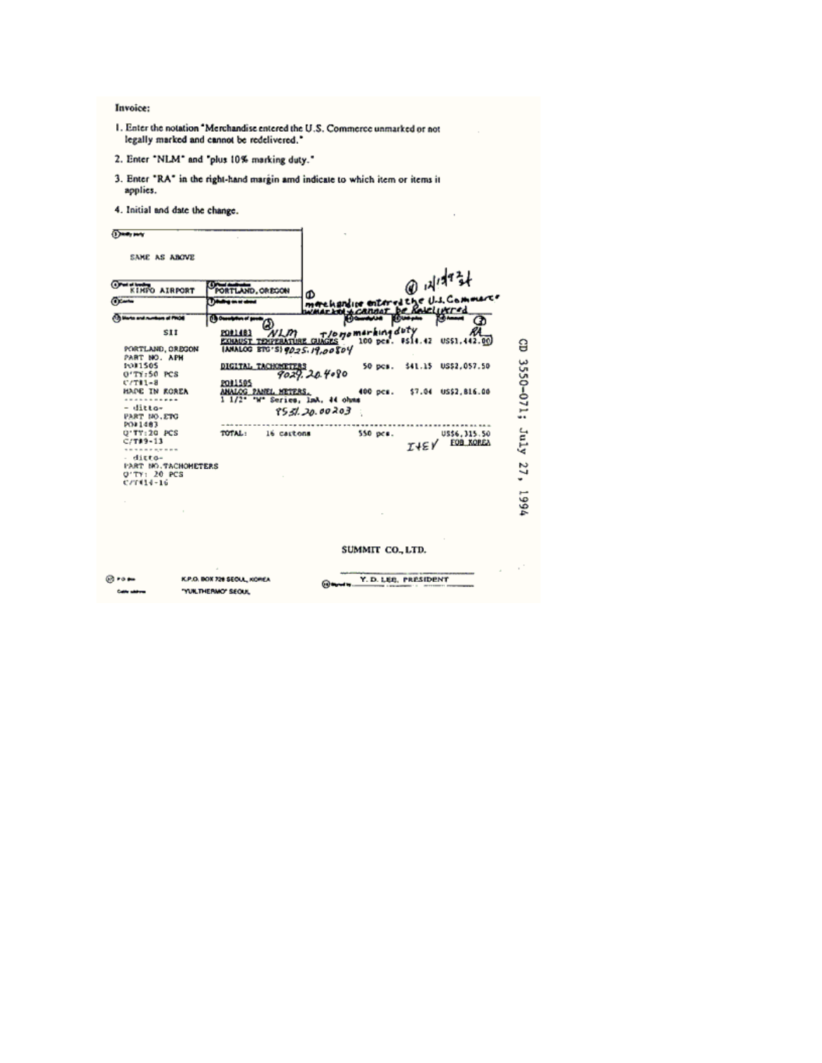**Invoice:**

1. Enter the notation "Merchandise entered the U.S. Commerce unmarked or not legally marked and cannot be redelivered."
2. Enter "NLM" and "plus 10% marking duty."
3. Enter "RA" in the right-hand margin amd indicate to which item or items it applies.
4. Initial and date the change.

(5) Notify party

SAME AS ABOVE

(6) Port of loading: KIMPO AIRPORT

(7) Final destination: PORTLAND, OREGON

(8) Carrier

(9) Sailing on or about

(4) 12/19/93

(1) merchandise entered the U.S. Commerce unmarked & cannot be Redelivered

| (11) Marks and numbers of PKGS | (12) Description of goods | (13) Quantity/Unit | (14) Unit-price | (15) Amount |
|---|---|---|---|---|
| SII<br>PORTLAND, OREGON<br>PART NO. APH<br>PO#1505<br>Q'TY:50 PCS<br>C/T#1-8<br>MADE IN KOREA | PO#1483 (2) NLM +10% marking duty<br>EXHAUST TEMPERATURE GUAGES<br>(ANALOG ETG'S) 9025.19.00804 | 100 pcs. | $14.42 | US$1,442.00 (3) RA |
| - ditto-<br>PART NO. ETG<br>PO#1483<br>Q'TY:20 PCS<br>C/T#9-13 | DIGITAL TACHOMETERS<br>9029.20.4080 | 50 pcs. | $41.15 | US$2,057.50 |
| - ditto-<br>PART NO. TACHOMETERS<br>Q'TY: 20 PCS<br>C/T#14-16 | PO#1505<br>ANALOG PANEL METERS,<br>1 1/2" "W" Series, 1mA, 44 ohms<br>8531.20.00203 | 400 pcs. | $7.04 | US$2,816.00 |
| | TOTAL: 16 cartons | 550 pcs. | | US$6,315.50<br>FOB KOREA |

I+EV

SUMMIT CO., LTD.

(16) Signed by Y. D. LEE, PRESIDENT

(17) P.O. Box: K.P.O. BOX 728 SEOUL, KOREA
Cable address: "YUKTHERMO" SEOUL

CD 3550-071; July 27, 1994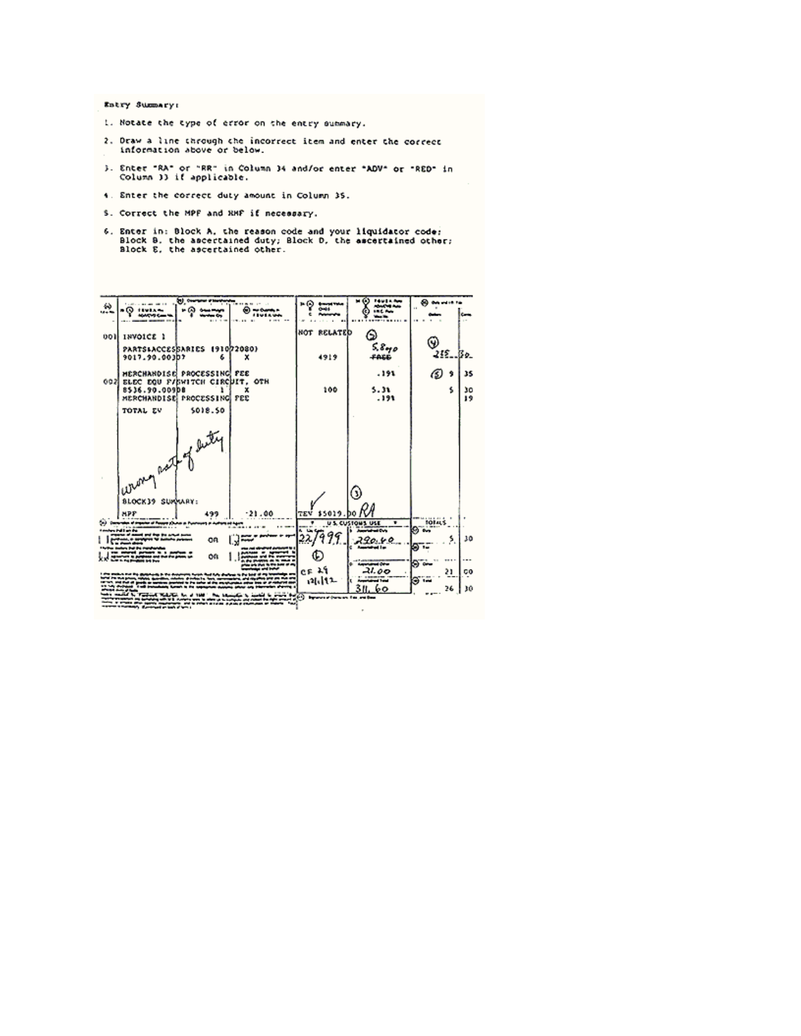Entry Summary:

1. Notate the type of error on the entry summary.
2. Draw a line through the incorrect item and enter the correct information above or below.
3. Enter "RA" or "RR" in Column 34 and/or enter "ADV" or "RED" in Column 33 if applicable.
4. Enter the correct duty amount in Column 35.
5. Correct the MPF and HMF if necessary.
6. Enter in: Block A, the reason code and your liquidator code; Block B, the ascertained duty; Block D, the ascertained other; Block E, the ascertained other.

| Line No. | Description of Merchandise / HTSUS No. | Gross Weight / Manifest Qty. | Net Quantity in HTSUS Units | Entered Value / Charges / Relationship | HTSUS Rate / ADA/CVD Rate / IRC Rate / Visa No. | Duty and I.R. Tax (Dollars) | Cents |
|---|---|---|---|---|---|---|---|
| 001 | INVOICE 1 | | | NOT RELATED | ② | | |
| | PARTS&ACCESSARIES (91072080) | | | | 5.8% ~~FREE~~ | ④ 285 | 30 |
| | 9017.90.0030 7 | 6 | X | 4919 | | | |
| | MERCHANDISE PROCESSING FEE | | | | .19% | ⑤ 9 | 35 |
| 002 | ELEC EQU F/SWITCH CIRCUIT, OTH | | | | | | |
| | 8536.90.0090 8 | 1 | X | 100 | 5.3% | 5 | 30 |
| | MERCHANDISE PROCESSING FEE | | | | .19% | | 19 |
| | TOTAL EV | $018.50 | | | | | |
| | *wrong rate of duty* | | | | | | |
| | BLOCK39 SUMMARY: | | | | ③ | | |
| | MPF | 499 | -21.00 | TEV $5019.00 | RA | | |

| U.S. CUSTOMS USE | | TOTALS | |
|---|---|---|---|
| A. Liq. Code: 22/999 | B. Ascertained Duty: 290.60 | Duty | 5.30 |
| ⑥ | C. Ascertained Tax | Tax | |
| CF 29 | D. Ascertained Other: 21.00 | Other | 21.00 |
| 12/1/92 | E. Ascertained Total: 311.60 | Total | 26.30 |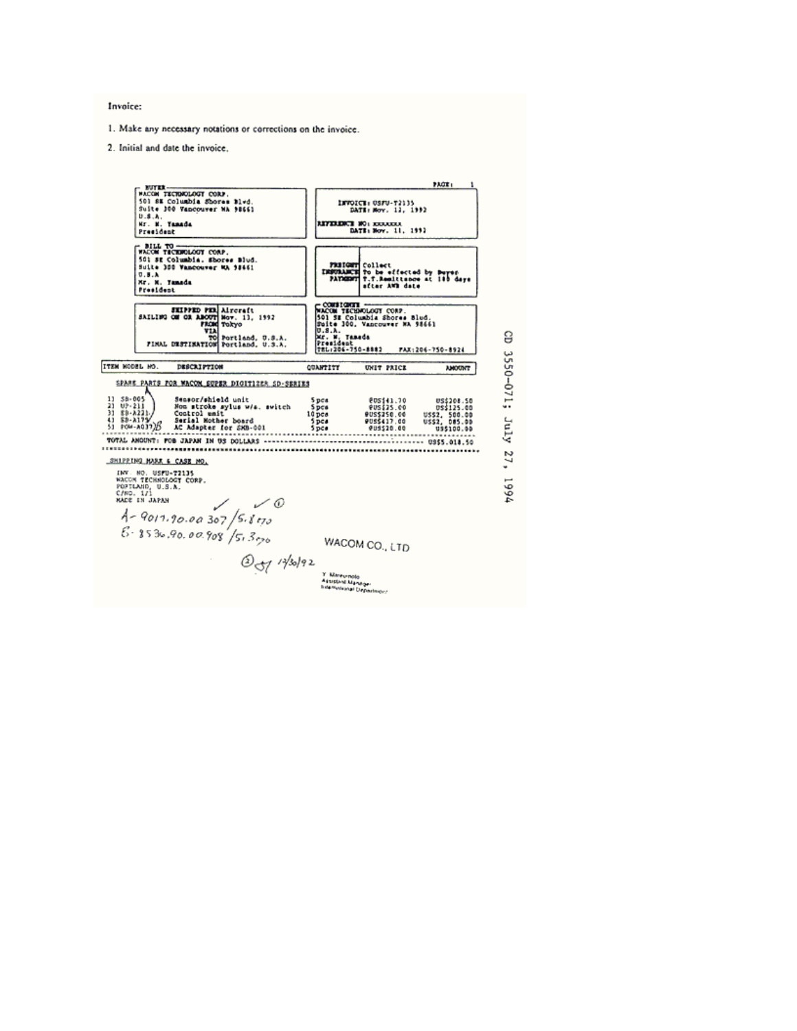Invoice:

1. Make any necessary notations or corrections on the invoice.
2. Initial and date the invoice.

PAGE: 1

**BUYER**
WACOM TECHNOLOGY CORP.
501 SE Columbia Shores Blvd.
Suite 300 Vancouver WA 98661
U.S.A.
Mr. M. Tamada
President

INVOICE: USFU-T2135
DATE: Nov. 12, 1992

REFERENCE NO: XXXXXXX
DATE: Nov. 11, 1992

**BILL TO**
WACOM TECHNOLOGY CORP.
501 SE Columbia. Shores Blvd.
Suite 300 Vancouver WA 98661
U.S.A
Mr. M. Tamada
President

FREIGHT: Collect
INSURANCE: To be effected by Buyer
PAYMENT: T.T.Remittance at 180 days after AWB date

SHIPPED PER: Aircraft
SAILING ON OR ABOUT: Nov. 13, 1992
FROM: Tokyo
VIA:
TO: Portland, U.S.A.
FINAL DESTINATION: Portland, U.S.A.

**CONSIGNEE**
WACOM TECHNOLOGY CORP.
501 SE Columbia Shores Blvd.
Suite 300, Vancouver WA 98661
U.S.A.
Mr. M. Tamada
President
TEL:206-750-8882 FAX:206-750-8924

| ITEM | MODEL NO. | DESCRIPTION | QUANTITY | UNIT PRICE | AMOUNT |
|---|---|---|---|---|---|
| | | SPARE PARTS FOR WACOM SUPER DIGITIZER SD-SERIES | | | |
| 1) | SB-005 | Sensor/shield unit | 5 pcs | @US$41.70 | US$208.50 |
| 2) | UP-211 | Non stroke sylus w/a. switch | 5 pcs | @US$25.00 | US$125.00 |
| 3) | EB-A221 | Control unit | 10 pcs | @US$250.00 | US$2,500.00 |
| 4) | EB-A179 | Serial Mother board | 5 pcs | @US$417.00 | US$2,085.00 |
| 5) | POW-A037 B | AC Adapter for SMB-001 | 5 pcs | @US$20.00 | US$100.00 |
| | | TOTAL AMOUNT: FOB JAPAN IN US DOLLARS | | | US$5,018.50 |

SHIPPING MARK & CASE NO.

INV. NO. USFU-T2135
WACOM TECHNOLOGY CORP.
PORTLAND, U.S.A.
C/NO. 1/1
MADE IN JAPAN

✓ ✓ ①

A- 9017.90.00 307 / 5.8%
B- 8536.90.00 908 / 5.3%

② JT 12/30/92

WACOM CO., LTD

Y. Matsumoto
Assistant Manager
International Department

CD 3550-071; July 27, 1994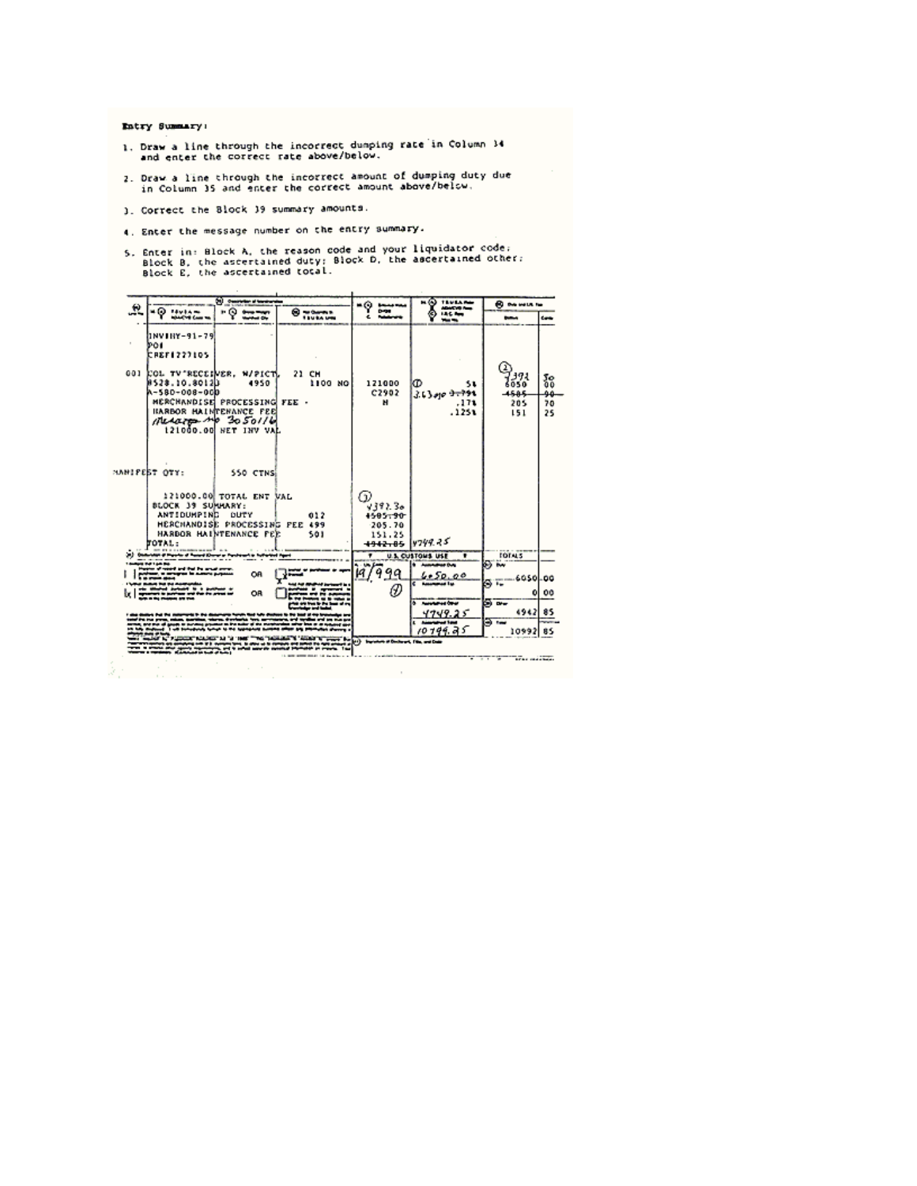**Entry Summary:**

1. Draw a line through the incorrect dumping rate in Column 34 and enter the correct rate above/below.
2. Draw a line through the incorrect amount of dumping duty due in Column 35 and enter the correct amount above/below.
3. Correct the Block 39 summary amounts.
4. Enter the message number on the entry summary.
5. Enter in: Block A, the reason code and your liquidator code; Block B, the ascertained duty; Block D, the ascertained other; Block E, the ascertained total.

| 27 Line No. | 28 Description of Merchandise / 29 A. T.S.U.S.A. No. / B. ADA/CVD Case No. | 30 A. Gross Weight / B. Manifest Qty. | 31 Net Quantity in T.S.U.S.A. Units | 32 A. Entered Value / B. CHGS / C. Relationship | 33 A. T.S.U.S.A. Rate / B. ADA/CVD Rate / C. I.R.C. Rate / D. Visa No. | 34 Duty and I.R. Tax Dollars | Cents |
|---|---|---|---|---|---|---|---|
| | INV#HY-91-79 | | | | | | |
| | POI | | | | | | |
| | CREF#227105 | | | | | | |
| 001 | COL TV RECEIVER, W/PICT, 8528.10.8012D | 21 CH 4950 | 1100 NO | 121000 | ① 5% | ② 7391 / 6050 | 30 / 00 |
| | A-580-008-000 | | | C2902 | 3.63% ~~3.79%~~ | ~~4585~~ | ~~90~~ |
| | MERCHANDISE PROCESSING FEE - | | | N | .17% | 205 | 70 |
| | HARBOR MAINTENANCE FEE | | | | .125% | 151 | 25 |
| | Message No 3050116 | | | | | | |
| | 121000.00 NET INV VAL | | | | | | |
| MANIFEST QTY: | | 550 CTNS | | | | | |
| | 121000.00 TOTAL ENT VAL | | | | | | |
| | BLOCK 39 SUMMARY: | | | ③ | | | |
| | ANTIDUMPING DUTY | | 012 | 4392.30 / ~~4585.90~~ | | | |
| | MERCHANDISE PROCESSING FEE | | 499 | 205.70 | | | |
| | HARBOR MAINTENANCE FEE | | 501 | 151.25 | | | |
| | TOTAL: | | | ~~4942.85~~ | 4749.25 | | |

**U.S. CUSTOMS USE**

| Block | Entry |
|---|---|
| A. Liq. Code | 19/999 ④ |
| B. Ascertained Duty | 6050.00 |
| C. Ascertained Tax | |
| D. Ascertained Other | 4749.25 |
| E. Ascertained Total | 10799.25 |

**TOTALS**

| | Dollars | Cents |
|---|---|---|
| 37 Duty | 6050 | 00 |
| 38 Tax | 0 | 00 |
| 39 Other | 4942 | 85 |
| 40 Total | 10992 | 85 |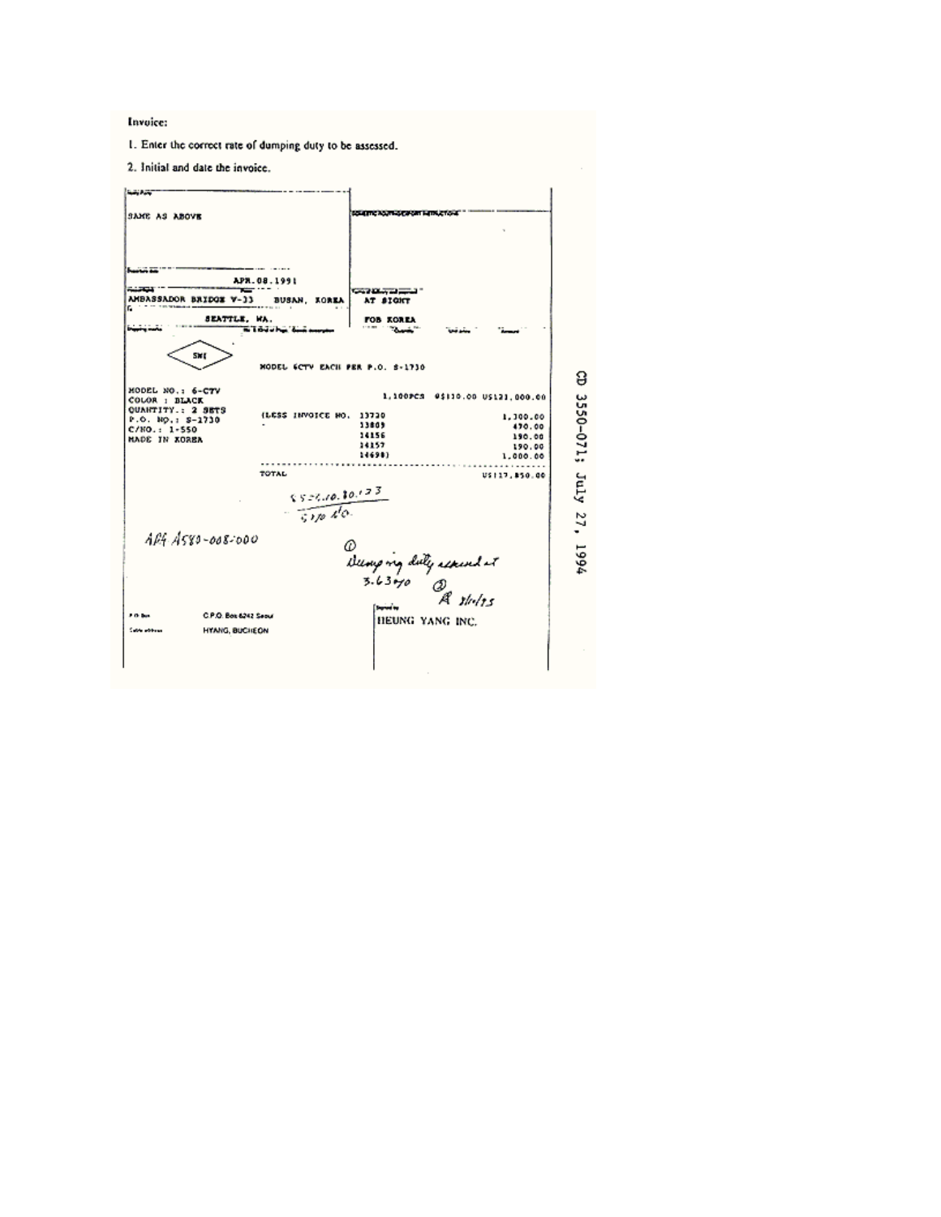**Invoice:**

1. Enter the correct rate of dumping duty to be assessed.
2. Initial and date the invoice.

SAME AS ABOVE

APR.08.1991

AMBASSADOR BRIDGE V-33 BUSAN, KOREA

SEATTLE, WA.

AT SIGHT

FOB KOREA

SMI

MODEL 6CTV EACH PER P.O. S-1730

MODEL NO.: 6-CTV
COLOR : BLACK
QUANTITY.: 2 SETS
P.O. NO.: S-1730
C/NO.: 1-550
MADE IN KOREA

| | | | |
|---|---|---|---|
| | 1,100PCS | US$110.00 | US$121,000.00 |
| (LESS INVOICE NO. | 13730 | | 1,300.00 |
| | 13809 | | 470.00 |
| | 14156 | | 190.00 |
| | 14157 | | 190.00 |
| | 14698) | | 1,000.00 |
| TOTAL | | | US$117,850.00 |

8528.10.80.123
5 1/2 ¢ NO.

ADA A580-008-000

① Dumping duty assessed at 3.63%

② R 8/1/93

Signed by

HEUNG YANG INC.

P.O. Box: C.P.O. Box 6242 Seoul

Cable address: HYANG, BUCHEON

CD 3550-071; July 27, 1994